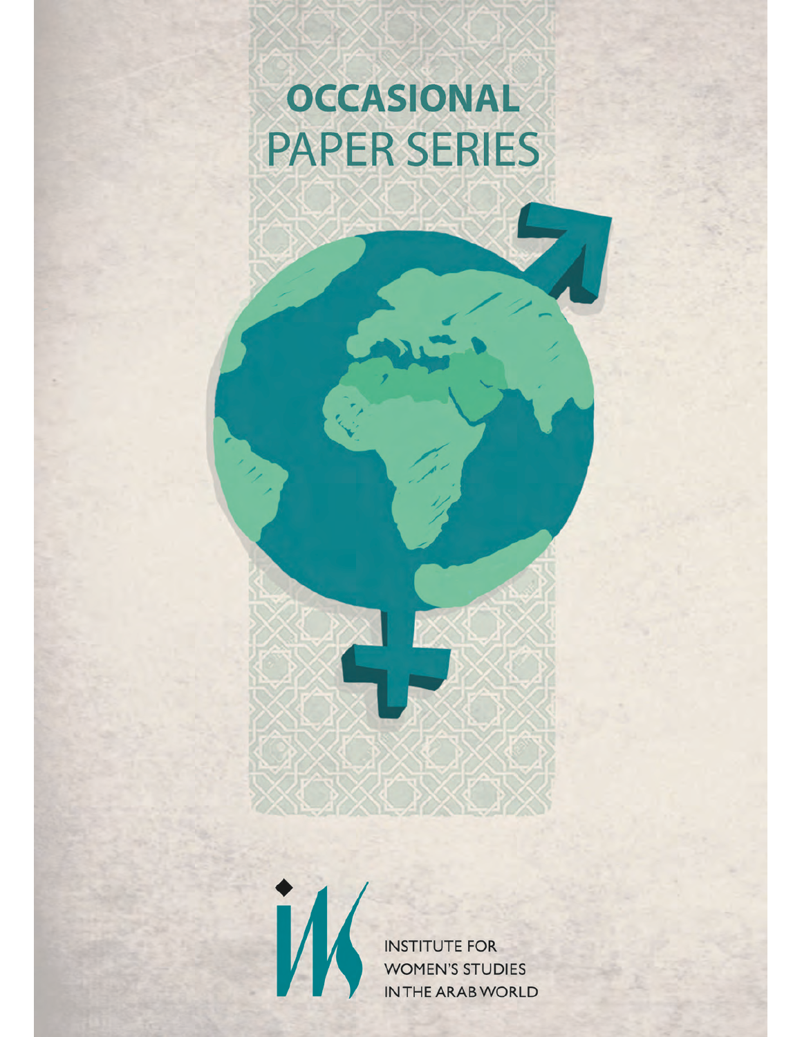# OCCASIONAL PAPER SERIES

INSTITUTE FOR WOMEN'S STUDIES IN THE ARAB WORLD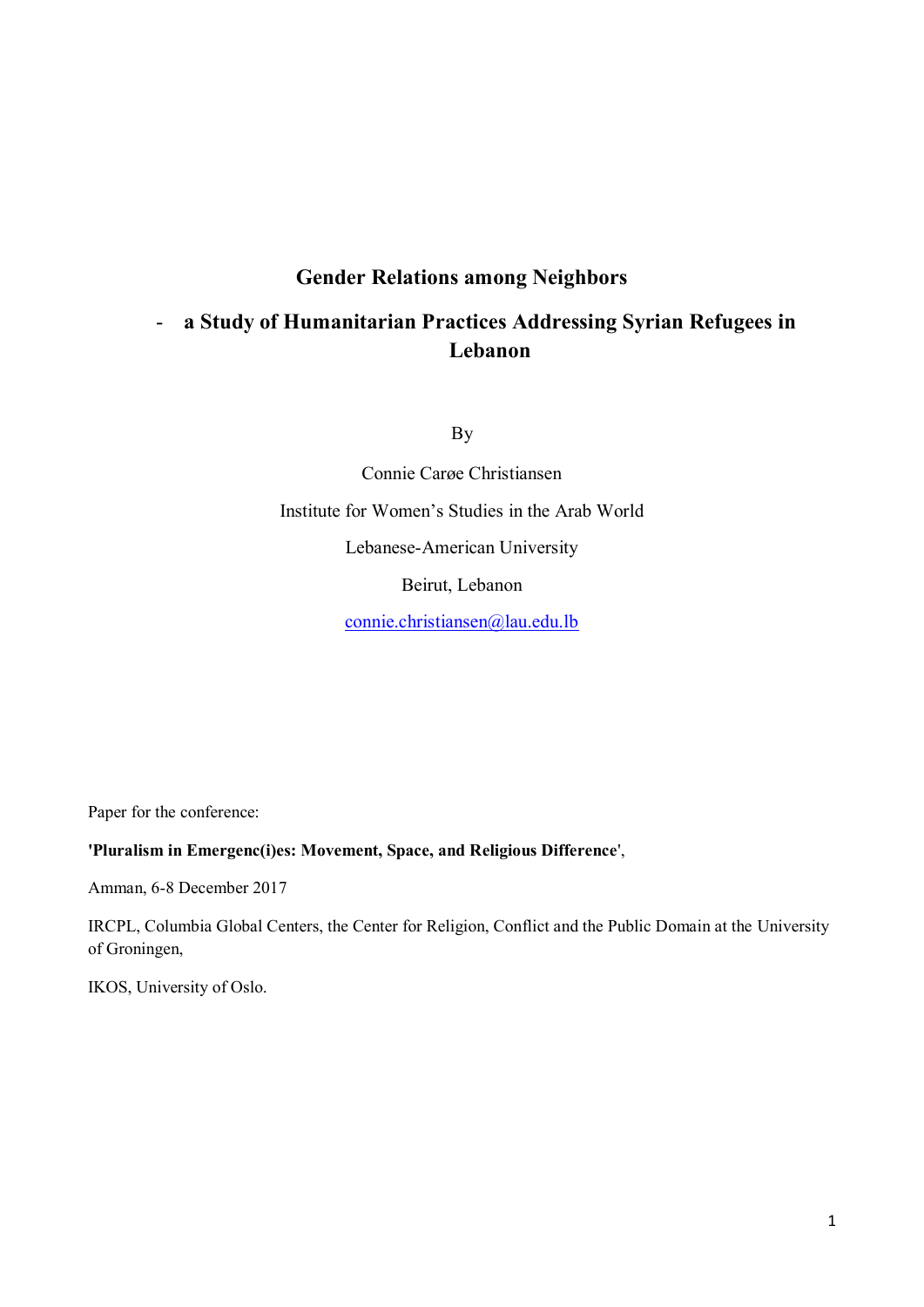# Gender Relations among Neighbors

## - a Study of Humanitarian Practices Addressing Syrian Refugees in Lebanon

By

Connie Carøe Christiansen

Institute for Women's Studies in the Arab World

Lebanese-American University

Beirut, Lebanon

connie.christiansen@lau.edu.lb

Paper for the conference:

**'Pluralism in Emergenc(i)es: Movement, Space, and Religious Difference'**,

Amman, 6-8 December 2017

IRCPL, Columbia Global Centers, the Center for Religion, Conflict and the Public Domain at the University of Groningen,

IKOS, University of Oslo.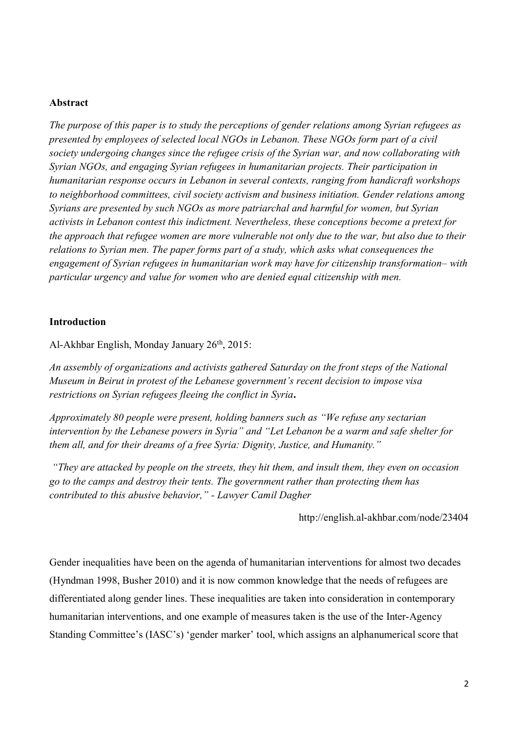**Abstract**

*The purpose of this paper is to study the perceptions of gender relations among Syrian refugees as presented by employees of selected local NGOs in Lebanon. These NGOs form part of a civil society undergoing changes since the refugee crisis of the Syrian war, and now collaborating with Syrian NGOs, and engaging Syrian refugees in humanitarian projects. Their participation in humanitarian response occurs in Lebanon in several contexts, ranging from handicraft workshops to neighborhood committees, civil society activism and business initiation. Gender relations among Syrians are presented by such NGOs as more patriarchal and harmful for women, but Syrian activists in Lebanon contest this indictment. Nevertheless, these conceptions become a pretext for the approach that refugee women are more vulnerable not only due to the war, but also due to their relations to Syrian men. The paper forms part of a study, which asks what consequences the engagement of Syrian refugees in humanitarian work may have for citizenship transformation– with particular urgency and value for women who are denied equal citizenship with men.*

**Introduction**

Al-Akhbar English, Monday January 26th, 2015:

*An assembly of organizations and activists gathered Saturday on the front steps of the National Museum in Beirut in protest of the Lebanese government's recent decision to impose visa restrictions on Syrian refugees fleeing the conflict in Syria.*

*Approximately 80 people were present, holding banners such as "We refuse any sectarian intervention by the Lebanese powers in Syria" and "Let Lebanon be a warm and safe shelter for them all, and for their dreams of a free Syria: Dignity, Justice, and Humanity."*

*"They are attacked by people on the streets, they hit them, and insult them, they even on occasion go to the camps and destroy their tents. The government rather than protecting them has contributed to this abusive behavior," - Lawyer Camil Dagher*

http://english.al-akhbar.com/node/23404

Gender inequalities have been on the agenda of humanitarian interventions for almost two decades (Hyndman 1998, Busher 2010) and it is now common knowledge that the needs of refugees are differentiated along gender lines. These inequalities are taken into consideration in contemporary humanitarian interventions, and one example of measures taken is the use of the Inter-Agency Standing Committee's (IASC's) 'gender marker' tool, which assigns an alphanumerical score that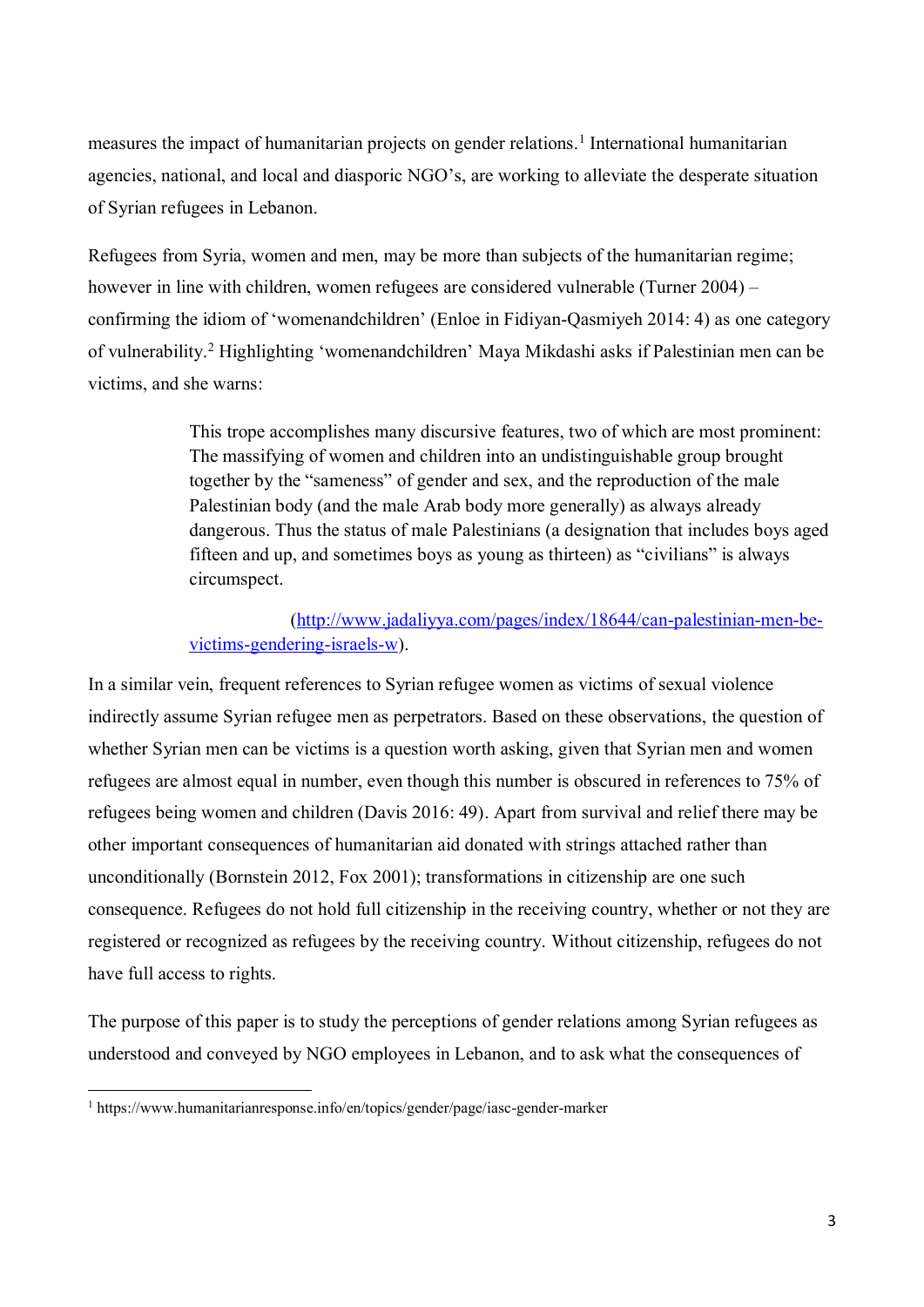measures the impact of humanitarian projects on gender relations.[1] International humanitarian agencies, national, and local and diasporic NGO's, are working to alleviate the desperate situation of Syrian refugees in Lebanon.

Refugees from Syria, women and men, may be more than subjects of the humanitarian regime; however in line with children, women refugees are considered vulnerable (Turner 2004) – confirming the idiom of 'womenandchildren' (Enloe in Fidiyan-Qasmiyeh 2014: 4) as one category of vulnerability.[2] Highlighting 'womenandchildren' Maya Mikdashi asks if Palestinian men can be victims, and she warns:

> This trope accomplishes many discursive features, two of which are most prominent: The massifying of women and children into an undistinguishable group brought together by the "sameness" of gender and sex, and the reproduction of the male Palestinian body (and the male Arab body more generally) as always already dangerous. Thus the status of male Palestinians (a designation that includes boys aged fifteen and up, and sometimes boys as young as thirteen) as "civilians" is always circumspect.
>
> (http://www.jadaliyya.com/pages/index/18644/can-palestinian-men-be-victims-gendering-israels-w).

In a similar vein, frequent references to Syrian refugee women as victims of sexual violence indirectly assume Syrian refugee men as perpetrators. Based on these observations, the question of whether Syrian men can be victims is a question worth asking, given that Syrian men and women refugees are almost equal in number, even though this number is obscured in references to 75% of refugees being women and children (Davis 2016: 49). Apart from survival and relief there may be other important consequences of humanitarian aid donated with strings attached rather than unconditionally (Bornstein 2012, Fox 2001); transformations in citizenship are one such consequence. Refugees do not hold full citizenship in the receiving country, whether or not they are registered or recognized as refugees by the receiving country. Without citizenship, refugees do not have full access to rights.

The purpose of this paper is to study the perceptions of gender relations among Syrian refugees as understood and conveyed by NGO employees in Lebanon, and to ask what the consequences of

[1] https://www.humanitarianresponse.info/en/topics/gender/page/iasc-gender-marker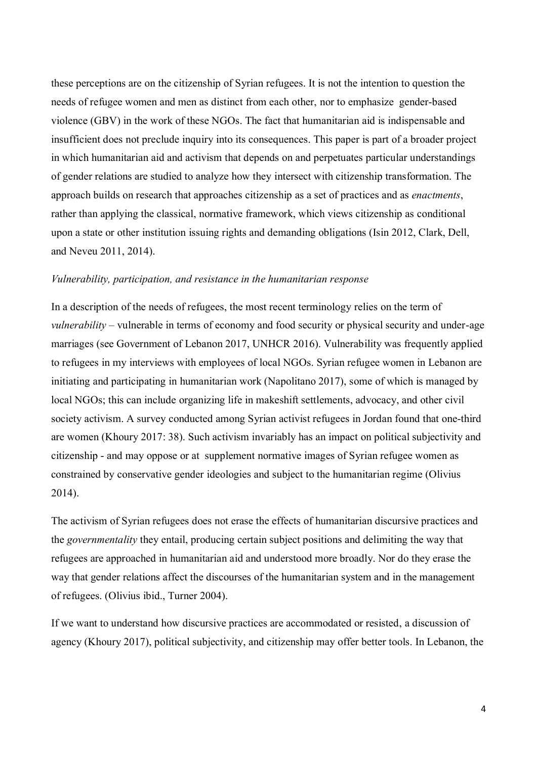these perceptions are on the citizenship of Syrian refugees. It is not the intention to question the needs of refugee women and men as distinct from each other, nor to emphasize gender-based violence (GBV) in the work of these NGOs. The fact that humanitarian aid is indispensable and insufficient does not preclude inquiry into its consequences. This paper is part of a broader project in which humanitarian aid and activism that depends on and perpetuates particular understandings of gender relations are studied to analyze how they intersect with citizenship transformation. The approach builds on research that approaches citizenship as a set of practices and as *enactments*, rather than applying the classical, normative framework, which views citizenship as conditional upon a state or other institution issuing rights and demanding obligations (Isin 2012, Clark, Dell, and Neveu 2011, 2014).

*Vulnerability, participation, and resistance in the humanitarian response*

In a description of the needs of refugees, the most recent terminology relies on the term of *vulnerability* – vulnerable in terms of economy and food security or physical security and under-age marriages (see Government of Lebanon 2017, UNHCR 2016). Vulnerability was frequently applied to refugees in my interviews with employees of local NGOs. Syrian refugee women in Lebanon are initiating and participating in humanitarian work (Napolitano 2017), some of which is managed by local NGOs; this can include organizing life in makeshift settlements, advocacy, and other civil society activism. A survey conducted among Syrian activist refugees in Jordan found that one-third are women (Khoury 2017: 38). Such activism invariably has an impact on political subjectivity and citizenship - and may oppose or at supplement normative images of Syrian refugee women as constrained by conservative gender ideologies and subject to the humanitarian regime (Olivius 2014).

The activism of Syrian refugees does not erase the effects of humanitarian discursive practices and the *governmentality* they entail, producing certain subject positions and delimiting the way that refugees are approached in humanitarian aid and understood more broadly. Nor do they erase the way that gender relations affect the discourses of the humanitarian system and in the management of refugees. (Olivius ibid., Turner 2004).

If we want to understand how discursive practices are accommodated or resisted, a discussion of agency (Khoury 2017), political subjectivity, and citizenship may offer better tools. In Lebanon, the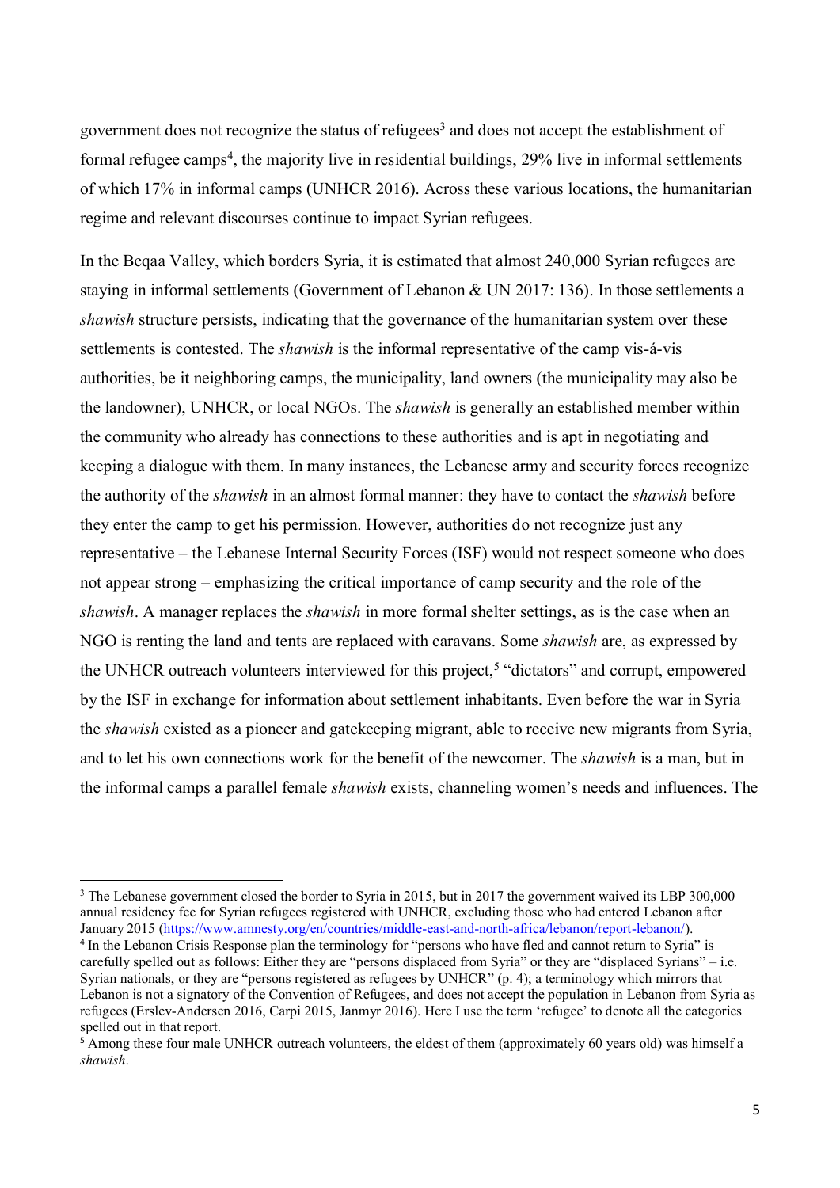government does not recognize the status of refugees[3] and does not accept the establishment of formal refugee camps[4], the majority live in residential buildings, 29% live in informal settlements of which 17% in informal camps (UNHCR 2016). Across these various locations, the humanitarian regime and relevant discourses continue to impact Syrian refugees.

In the Beqaa Valley, which borders Syria, it is estimated that almost 240,000 Syrian refugees are staying in informal settlements (Government of Lebanon & UN 2017: 136). In those settlements a *shawish* structure persists, indicating that the governance of the humanitarian system over these settlements is contested. The *shawish* is the informal representative of the camp vis-á-vis authorities, be it neighboring camps, the municipality, land owners (the municipality may also be the landowner), UNHCR, or local NGOs. The *shawish* is generally an established member within the community who already has connections to these authorities and is apt in negotiating and keeping a dialogue with them. In many instances, the Lebanese army and security forces recognize the authority of the *shawish* in an almost formal manner: they have to contact the *shawish* before they enter the camp to get his permission. However, authorities do not recognize just any representative – the Lebanese Internal Security Forces (ISF) would not respect someone who does not appear strong – emphasizing the critical importance of camp security and the role of the *shawish*. A manager replaces the *shawish* in more formal shelter settings, as is the case when an NGO is renting the land and tents are replaced with caravans. Some *shawish* are, as expressed by the UNHCR outreach volunteers interviewed for this project,[5] "dictators" and corrupt, empowered by the ISF in exchange for information about settlement inhabitants. Even before the war in Syria the *shawish* existed as a pioneer and gatekeeping migrant, able to receive new migrants from Syria, and to let his own connections work for the benefit of the newcomer. The *shawish* is a man, but in the informal camps a parallel female *shawish* exists, channeling women's needs and influences. The

---

[3] The Lebanese government closed the border to Syria in 2015, but in 2017 the government waived its LBP 300,000 annual residency fee for Syrian refugees registered with UNHCR, excluding those who had entered Lebanon after January 2015 (https://www.amnesty.org/en/countries/middle-east-and-north-africa/lebanon/report-lebanon/).

[4] In the Lebanon Crisis Response plan the terminology for "persons who have fled and cannot return to Syria" is carefully spelled out as follows: Either they are "persons displaced from Syria" or they are "displaced Syrians" – i.e. Syrian nationals, or they are "persons registered as refugees by UNHCR" (p. 4); a terminology which mirrors that Lebanon is not a signatory of the Convention of Refugees, and does not accept the population in Lebanon from Syria as refugees (Erslev-Andersen 2016, Carpi 2015, Janmyr 2016). Here I use the term 'refugee' to denote all the categories spelled out in that report.

[5] Among these four male UNHCR outreach volunteers, the eldest of them (approximately 60 years old) was himself a *shawish*.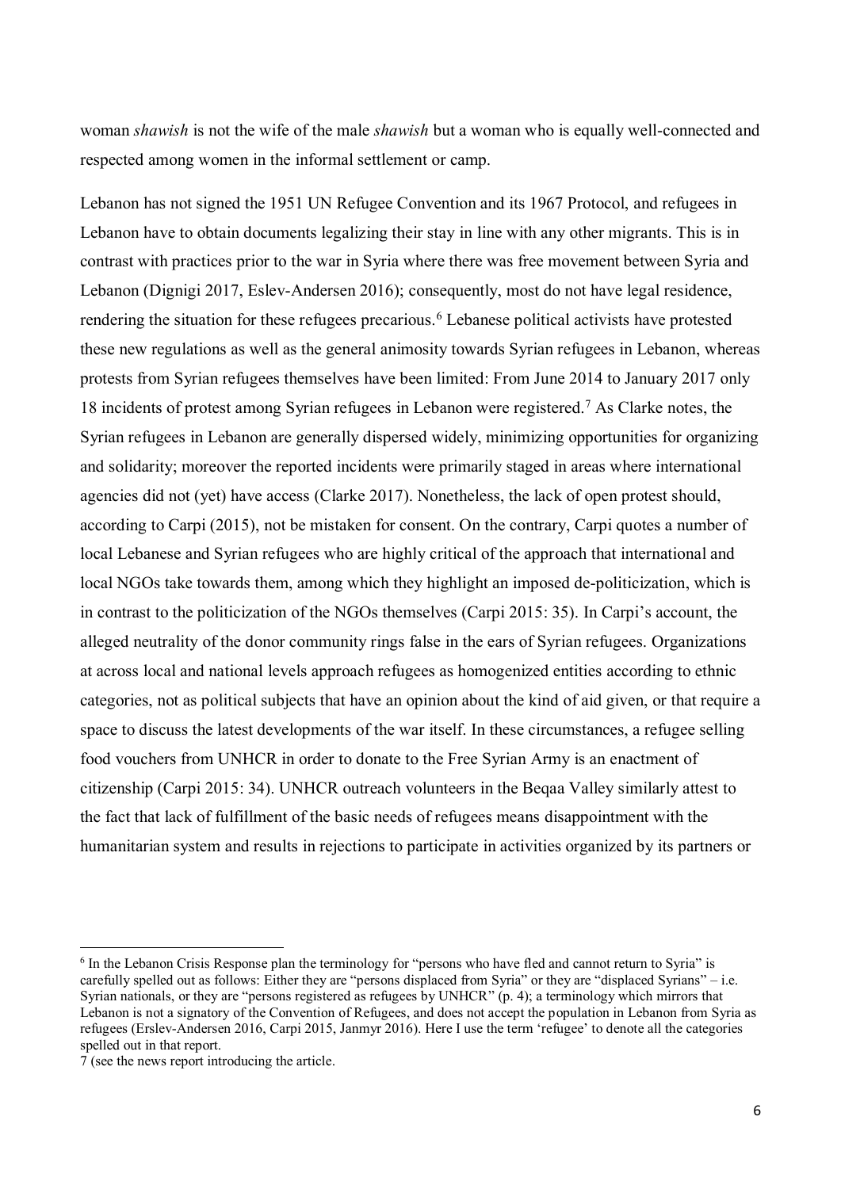woman *shawish* is not the wife of the male *shawish* but a woman who is equally well-connected and respected among women in the informal settlement or camp.

Lebanon has not signed the 1951 UN Refugee Convention and its 1967 Protocol, and refugees in Lebanon have to obtain documents legalizing their stay in line with any other migrants. This is in contrast with practices prior to the war in Syria where there was free movement between Syria and Lebanon (Dignigi 2017, Eslev-Andersen 2016); consequently, most do not have legal residence, rendering the situation for these refugees precarious.[6] Lebanese political activists have protested these new regulations as well as the general animosity towards Syrian refugees in Lebanon, whereas protests from Syrian refugees themselves have been limited: From June 2014 to January 2017 only 18 incidents of protest among Syrian refugees in Lebanon were registered.[7] As Clarke notes, the Syrian refugees in Lebanon are generally dispersed widely, minimizing opportunities for organizing and solidarity; moreover the reported incidents were primarily staged in areas where international agencies did not (yet) have access (Clarke 2017). Nonetheless, the lack of open protest should, according to Carpi (2015), not be mistaken for consent. On the contrary, Carpi quotes a number of local Lebanese and Syrian refugees who are highly critical of the approach that international and local NGOs take towards them, among which they highlight an imposed de-politicization, which is in contrast to the politicization of the NGOs themselves (Carpi 2015: 35). In Carpi's account, the alleged neutrality of the donor community rings false in the ears of Syrian refugees. Organizations at across local and national levels approach refugees as homogenized entities according to ethnic categories, not as political subjects that have an opinion about the kind of aid given, or that require a space to discuss the latest developments of the war itself. In these circumstances, a refugee selling food vouchers from UNHCR in order to donate to the Free Syrian Army is an enactment of citizenship (Carpi 2015: 34). UNHCR outreach volunteers in the Beqaa Valley similarly attest to the fact that lack of fulfillment of the basic needs of refugees means disappointment with the humanitarian system and results in rejections to participate in activities organized by its partners or

---

[6] In the Lebanon Crisis Response plan the terminology for "persons who have fled and cannot return to Syria" is carefully spelled out as follows: Either they are "persons displaced from Syria" or they are "displaced Syrians" – i.e. Syrian nationals, or they are "persons registered as refugees by UNHCR" (p. 4); a terminology which mirrors that Lebanon is not a signatory of the Convention of Refugees, and does not accept the population in Lebanon from Syria as refugees (Erslev-Andersen 2016, Carpi 2015, Janmyr 2016). Here I use the term 'refugee' to denote all the categories spelled out in that report.

7 (see the news report introducing the article.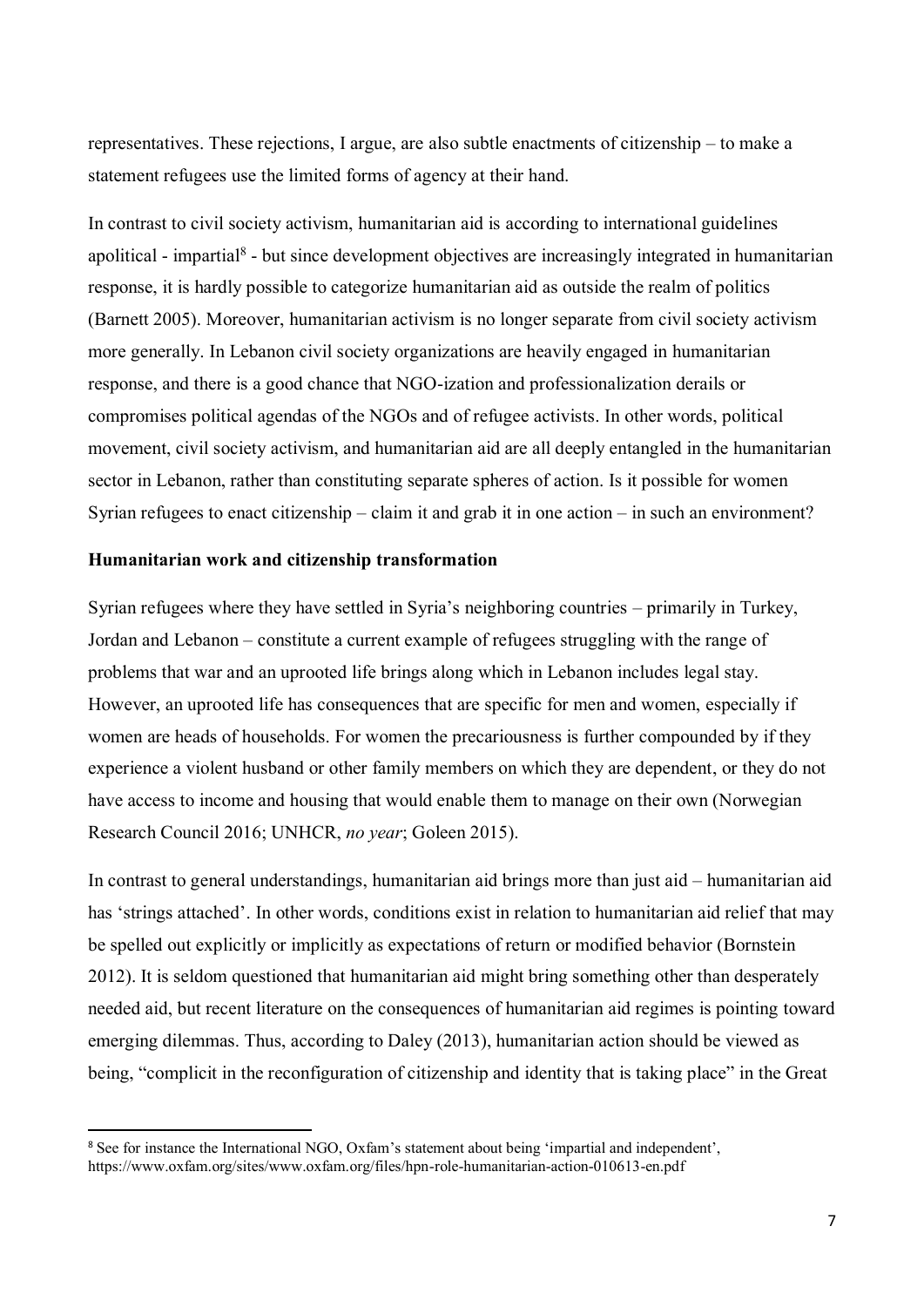representatives. These rejections, I argue, are also subtle enactments of citizenship – to make a statement refugees use the limited forms of agency at their hand.

In contrast to civil society activism, humanitarian aid is according to international guidelines apolitical - impartial[8] - but since development objectives are increasingly integrated in humanitarian response, it is hardly possible to categorize humanitarian aid as outside the realm of politics (Barnett 2005). Moreover, humanitarian activism is no longer separate from civil society activism more generally. In Lebanon civil society organizations are heavily engaged in humanitarian response, and there is a good chance that NGO-ization and professionalization derails or compromises political agendas of the NGOs and of refugee activists. In other words, political movement, civil society activism, and humanitarian aid are all deeply entangled in the humanitarian sector in Lebanon, rather than constituting separate spheres of action. Is it possible for women Syrian refugees to enact citizenship – claim it and grab it in one action – in such an environment?

**Humanitarian work and citizenship transformation**

Syrian refugees where they have settled in Syria's neighboring countries – primarily in Turkey, Jordan and Lebanon – constitute a current example of refugees struggling with the range of problems that war and an uprooted life brings along which in Lebanon includes legal stay. However, an uprooted life has consequences that are specific for men and women, especially if women are heads of households. For women the precariousness is further compounded by if they experience a violent husband or other family members on which they are dependent, or they do not have access to income and housing that would enable them to manage on their own (Norwegian Research Council 2016; UNHCR, *no year*; Goleen 2015).

In contrast to general understandings, humanitarian aid brings more than just aid – humanitarian aid has 'strings attached'. In other words, conditions exist in relation to humanitarian aid relief that may be spelled out explicitly or implicitly as expectations of return or modified behavior (Bornstein 2012). It is seldom questioned that humanitarian aid might bring something other than desperately needed aid, but recent literature on the consequences of humanitarian aid regimes is pointing toward emerging dilemmas. Thus, according to Daley (2013), humanitarian action should be viewed as being, "complicit in the reconfiguration of citizenship and identity that is taking place" in the Great

[8] See for instance the International NGO, Oxfam's statement about being 'impartial and independent', https://www.oxfam.org/sites/www.oxfam.org/files/hpn-role-humanitarian-action-010613-en.pdf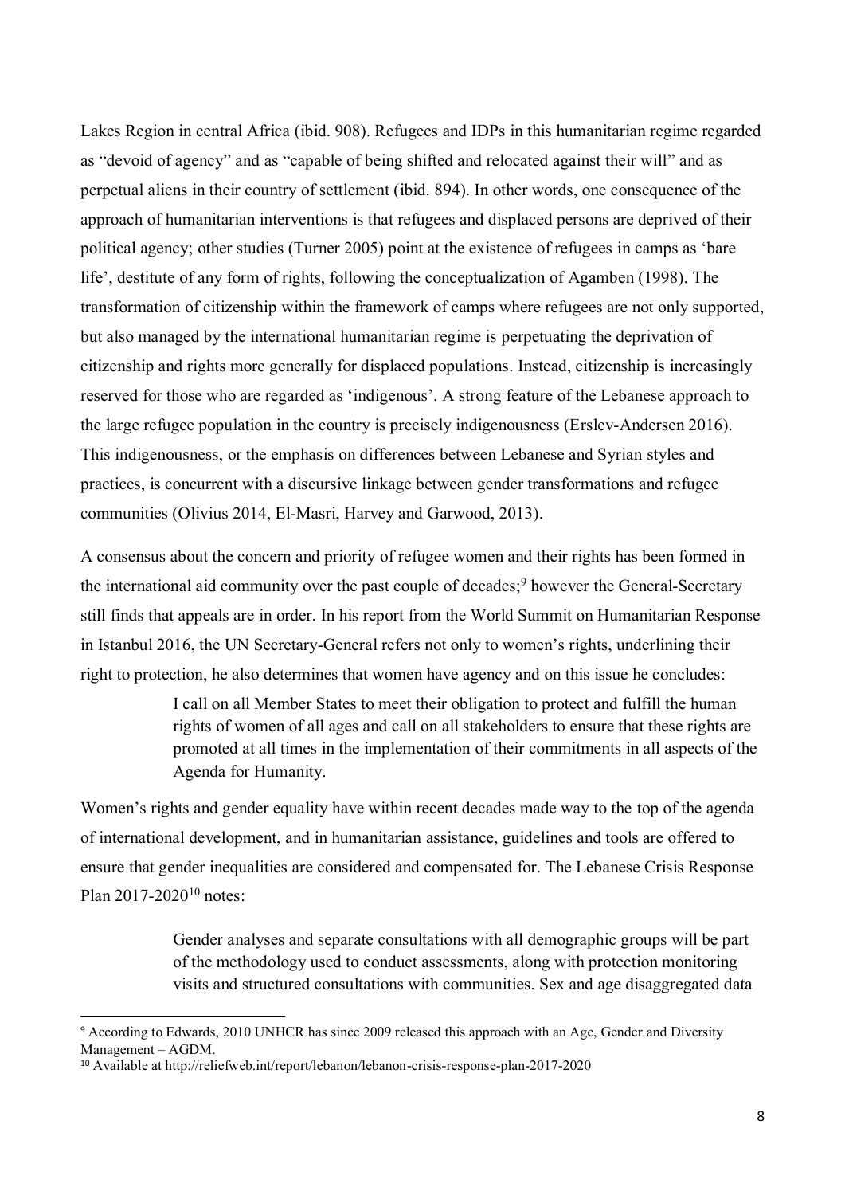Lakes Region in central Africa (ibid. 908). Refugees and IDPs in this humanitarian regime regarded as "devoid of agency" and as "capable of being shifted and relocated against their will" and as perpetual aliens in their country of settlement (ibid. 894). In other words, one consequence of the approach of humanitarian interventions is that refugees and displaced persons are deprived of their political agency; other studies (Turner 2005) point at the existence of refugees in camps as 'bare life', destitute of any form of rights, following the conceptualization of Agamben (1998). The transformation of citizenship within the framework of camps where refugees are not only supported, but also managed by the international humanitarian regime is perpetuating the deprivation of citizenship and rights more generally for displaced populations. Instead, citizenship is increasingly reserved for those who are regarded as 'indigenous'. A strong feature of the Lebanese approach to the large refugee population in the country is precisely indigenousness (Erslev-Andersen 2016). This indigenousness, or the emphasis on differences between Lebanese and Syrian styles and practices, is concurrent with a discursive linkage between gender transformations and refugee communities (Olivius 2014, El-Masri, Harvey and Garwood, 2013).

A consensus about the concern and priority of refugee women and their rights has been formed in the international aid community over the past couple of decades;[9] however the General-Secretary still finds that appeals are in order. In his report from the World Summit on Humanitarian Response in Istanbul 2016, the UN Secretary-General refers not only to women's rights, underlining their right to protection, he also determines that women have agency and on this issue he concludes:

> I call on all Member States to meet their obligation to protect and fulfill the human rights of women of all ages and call on all stakeholders to ensure that these rights are promoted at all times in the implementation of their commitments in all aspects of the Agenda for Humanity.

Women's rights and gender equality have within recent decades made way to the top of the agenda of international development, and in humanitarian assistance, guidelines and tools are offered to ensure that gender inequalities are considered and compensated for. The Lebanese Crisis Response Plan 2017-2020[10] notes:

> Gender analyses and separate consultations with all demographic groups will be part of the methodology used to conduct assessments, along with protection monitoring visits and structured consultations with communities. Sex and age disaggregated data

[9] According to Edwards, 2010 UNHCR has since 2009 released this approach with an Age, Gender and Diversity Management – AGDM.

[10] Available at http://reliefweb.int/report/lebanon/lebanon-crisis-response-plan-2017-2020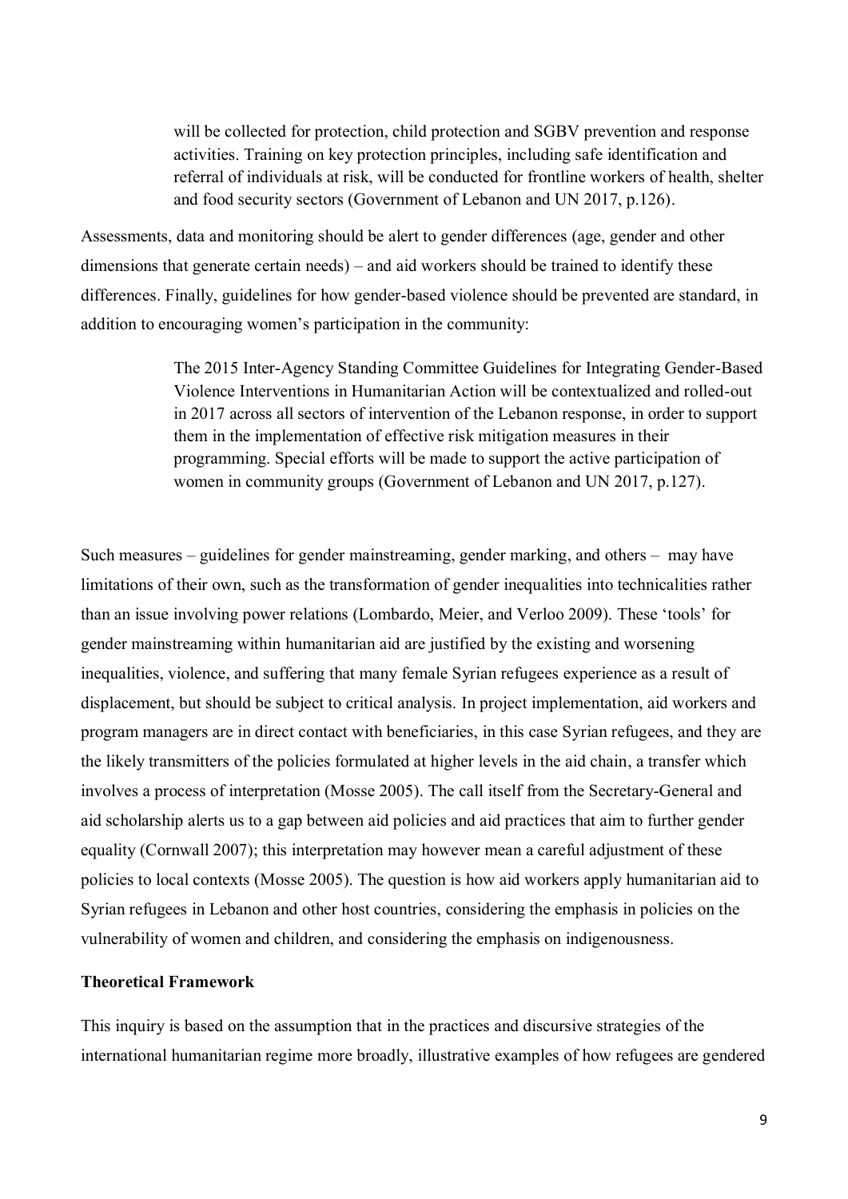> will be collected for protection, child protection and SGBV prevention and response activities. Training on key protection principles, including safe identification and referral of individuals at risk, will be conducted for frontline workers of health, shelter and food security sectors (Government of Lebanon and UN 2017, p.126).

Assessments, data and monitoring should be alert to gender differences (age, gender and other dimensions that generate certain needs) – and aid workers should be trained to identify these differences. Finally, guidelines for how gender-based violence should be prevented are standard, in addition to encouraging women's participation in the community:

> The 2015 Inter-Agency Standing Committee Guidelines for Integrating Gender-Based Violence Interventions in Humanitarian Action will be contextualized and rolled-out in 2017 across all sectors of intervention of the Lebanon response, in order to support them in the implementation of effective risk mitigation measures in their programming. Special efforts will be made to support the active participation of women in community groups (Government of Lebanon and UN 2017, p.127).

Such measures – guidelines for gender mainstreaming, gender marking, and others – may have limitations of their own, such as the transformation of gender inequalities into technicalities rather than an issue involving power relations (Lombardo, Meier, and Verloo 2009). These 'tools' for gender mainstreaming within humanitarian aid are justified by the existing and worsening inequalities, violence, and suffering that many female Syrian refugees experience as a result of displacement, but should be subject to critical analysis. In project implementation, aid workers and program managers are in direct contact with beneficiaries, in this case Syrian refugees, and they are the likely transmitters of the policies formulated at higher levels in the aid chain, a transfer which involves a process of interpretation (Mosse 2005). The call itself from the Secretary-General and aid scholarship alerts us to a gap between aid policies and aid practices that aim to further gender equality (Cornwall 2007); this interpretation may however mean a careful adjustment of these policies to local contexts (Mosse 2005). The question is how aid workers apply humanitarian aid to Syrian refugees in Lebanon and other host countries, considering the emphasis in policies on the vulnerability of women and children, and considering the emphasis on indigenousness.

**Theoretical Framework**

This inquiry is based on the assumption that in the practices and discursive strategies of the international humanitarian regime more broadly, illustrative examples of how refugees are gendered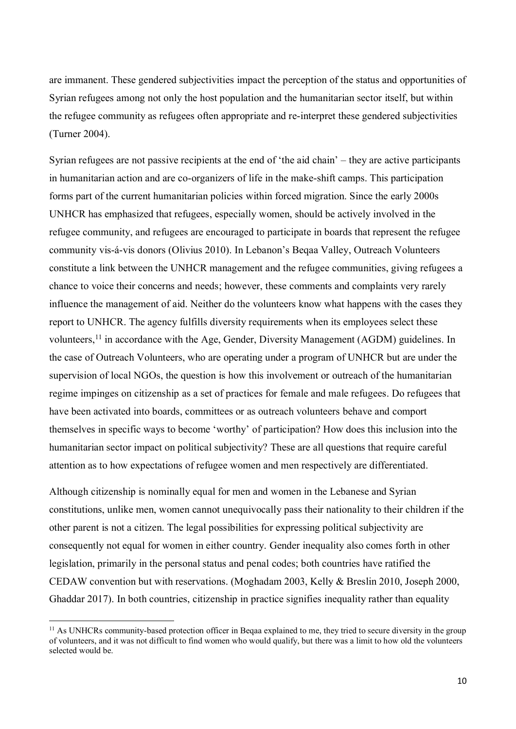are immanent. These gendered subjectivities impact the perception of the status and opportunities of Syrian refugees among not only the host population and the humanitarian sector itself, but within the refugee community as refugees often appropriate and re-interpret these gendered subjectivities (Turner 2004).

Syrian refugees are not passive recipients at the end of 'the aid chain' – they are active participants in humanitarian action and are co-organizers of life in the make-shift camps. This participation forms part of the current humanitarian policies within forced migration. Since the early 2000s UNHCR has emphasized that refugees, especially women, should be actively involved in the refugee community, and refugees are encouraged to participate in boards that represent the refugee community vis-á-vis donors (Olivius 2010). In Lebanon's Beqaa Valley, Outreach Volunteers constitute a link between the UNHCR management and the refugee communities, giving refugees a chance to voice their concerns and needs; however, these comments and complaints very rarely influence the management of aid. Neither do the volunteers know what happens with the cases they report to UNHCR. The agency fulfills diversity requirements when its employees select these volunteers,[11] in accordance with the Age, Gender, Diversity Management (AGDM) guidelines. In the case of Outreach Volunteers, who are operating under a program of UNHCR but are under the supervision of local NGOs, the question is how this involvement or outreach of the humanitarian regime impinges on citizenship as a set of practices for female and male refugees. Do refugees that have been activated into boards, committees or as outreach volunteers behave and comport themselves in specific ways to become 'worthy' of participation? How does this inclusion into the humanitarian sector impact on political subjectivity? These are all questions that require careful attention as to how expectations of refugee women and men respectively are differentiated.

Although citizenship is nominally equal for men and women in the Lebanese and Syrian constitutions, unlike men, women cannot unequivocally pass their nationality to their children if the other parent is not a citizen. The legal possibilities for expressing political subjectivity are consequently not equal for women in either country. Gender inequality also comes forth in other legislation, primarily in the personal status and penal codes; both countries have ratified the CEDAW convention but with reservations. (Moghadam 2003, Kelly & Breslin 2010, Joseph 2000, Ghaddar 2017). In both countries, citizenship in practice signifies inequality rather than equality

[11] As UNHCRs community-based protection officer in Beqaa explained to me, they tried to secure diversity in the group of volunteers, and it was not difficult to find women who would qualify, but there was a limit to how old the volunteers selected would be.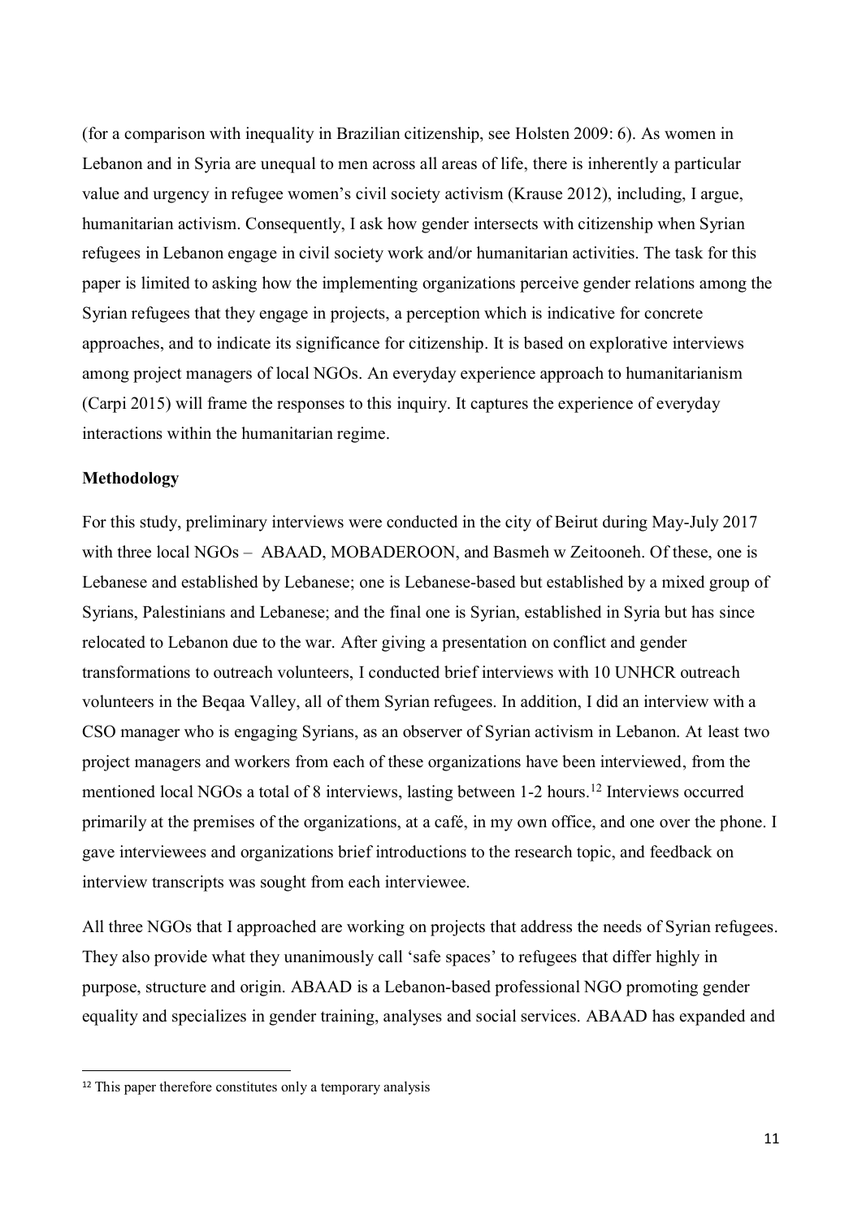(for a comparison with inequality in Brazilian citizenship, see Holsten 2009: 6). As women in Lebanon and in Syria are unequal to men across all areas of life, there is inherently a particular value and urgency in refugee women's civil society activism (Krause 2012), including, I argue, humanitarian activism. Consequently, I ask how gender intersects with citizenship when Syrian refugees in Lebanon engage in civil society work and/or humanitarian activities. The task for this paper is limited to asking how the implementing organizations perceive gender relations among the Syrian refugees that they engage in projects, a perception which is indicative for concrete approaches, and to indicate its significance for citizenship. It is based on explorative interviews among project managers of local NGOs. An everyday experience approach to humanitarianism (Carpi 2015) will frame the responses to this inquiry. It captures the experience of everyday interactions within the humanitarian regime.

**Methodology**

For this study, preliminary interviews were conducted in the city of Beirut during May-July 2017 with three local NGOs – ABAAD, MOBADEROON, and Basmeh w Zeitooneh. Of these, one is Lebanese and established by Lebanese; one is Lebanese-based but established by a mixed group of Syrians, Palestinians and Lebanese; and the final one is Syrian, established in Syria but has since relocated to Lebanon due to the war. After giving a presentation on conflict and gender transformations to outreach volunteers, I conducted brief interviews with 10 UNHCR outreach volunteers in the Beqaa Valley, all of them Syrian refugees. In addition, I did an interview with a CSO manager who is engaging Syrians, as an observer of Syrian activism in Lebanon. At least two project managers and workers from each of these organizations have been interviewed, from the mentioned local NGOs a total of 8 interviews, lasting between 1-2 hours.[12] Interviews occurred primarily at the premises of the organizations, at a café, in my own office, and one over the phone. I gave interviewees and organizations brief introductions to the research topic, and feedback on interview transcripts was sought from each interviewee.

All three NGOs that I approached are working on projects that address the needs of Syrian refugees. They also provide what they unanimously call 'safe spaces' to refugees that differ highly in purpose, structure and origin. ABAAD is a Lebanon-based professional NGO promoting gender equality and specializes in gender training, analyses and social services. ABAAD has expanded and

[12] This paper therefore constitutes only a temporary analysis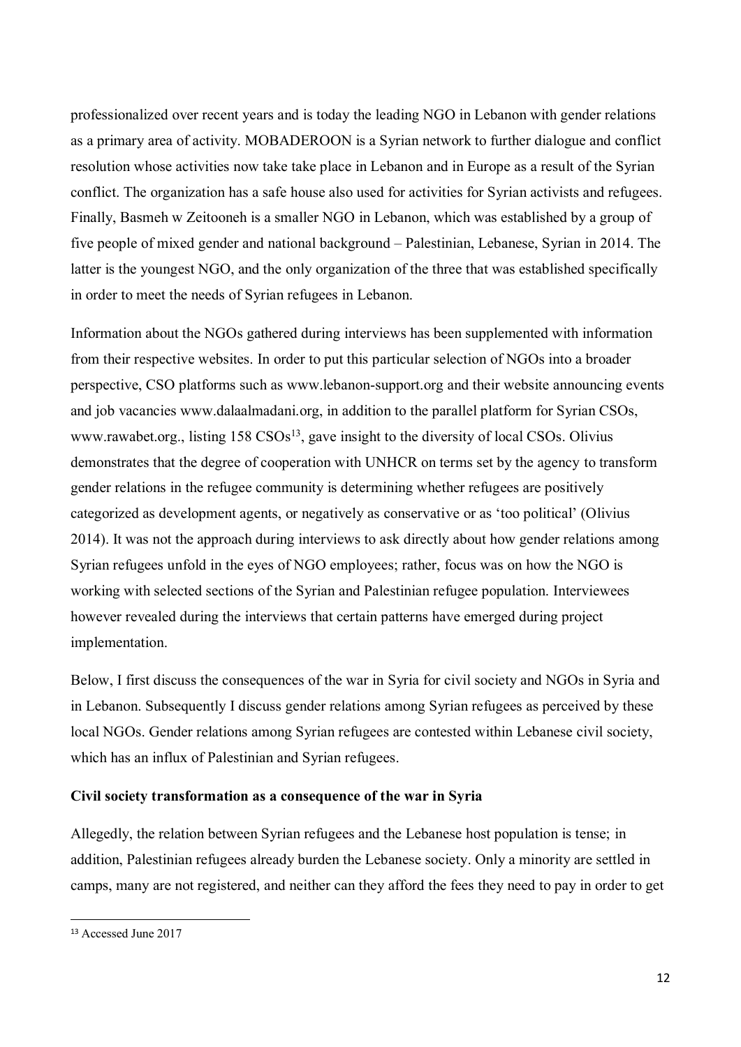professionalized over recent years and is today the leading NGO in Lebanon with gender relations as a primary area of activity. MOBADEROON is a Syrian network to further dialogue and conflict resolution whose activities now take take place in Lebanon and in Europe as a result of the Syrian conflict. The organization has a safe house also used for activities for Syrian activists and refugees. Finally, Basmeh w Zeitooneh is a smaller NGO in Lebanon, which was established by a group of five people of mixed gender and national background – Palestinian, Lebanese, Syrian in 2014. The latter is the youngest NGO, and the only organization of the three that was established specifically in order to meet the needs of Syrian refugees in Lebanon.

Information about the NGOs gathered during interviews has been supplemented with information from their respective websites. In order to put this particular selection of NGOs into a broader perspective, CSO platforms such as www.lebanon-support.org and their website announcing events and job vacancies www.dalaalmadani.org, in addition to the parallel platform for Syrian CSOs, www.rawabet.org., listing 158 CSOs[13], gave insight to the diversity of local CSOs. Olivius demonstrates that the degree of cooperation with UNHCR on terms set by the agency to transform gender relations in the refugee community is determining whether refugees are positively categorized as development agents, or negatively as conservative or as 'too political' (Olivius 2014). It was not the approach during interviews to ask directly about how gender relations among Syrian refugees unfold in the eyes of NGO employees; rather, focus was on how the NGO is working with selected sections of the Syrian and Palestinian refugee population. Interviewees however revealed during the interviews that certain patterns have emerged during project implementation.

Below, I first discuss the consequences of the war in Syria for civil society and NGOs in Syria and in Lebanon. Subsequently I discuss gender relations among Syrian refugees as perceived by these local NGOs. Gender relations among Syrian refugees are contested within Lebanese civil society, which has an influx of Palestinian and Syrian refugees.

**Civil society transformation as a consequence of the war in Syria**

Allegedly, the relation between Syrian refugees and the Lebanese host population is tense; in addition, Palestinian refugees already burden the Lebanese society. Only a minority are settled in camps, many are not registered, and neither can they afford the fees they need to pay in order to get

[13] Accessed June 2017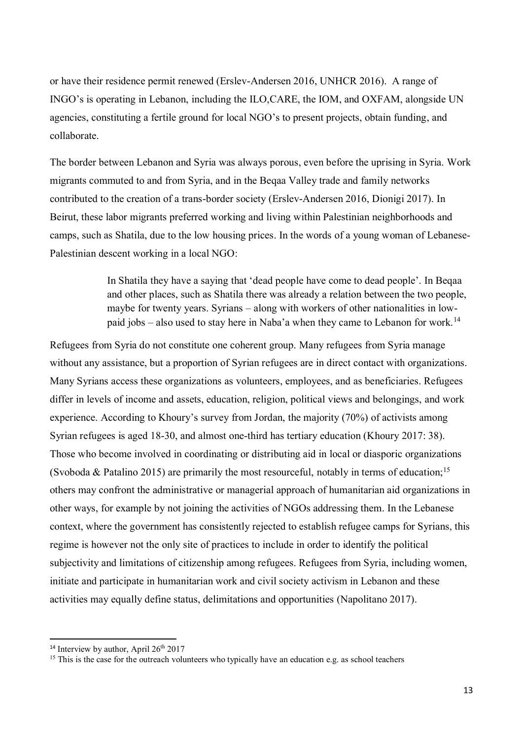or have their residence permit renewed (Erslev-Andersen 2016, UNHCR 2016). A range of INGO's is operating in Lebanon, including the ILO,CARE, the IOM, and OXFAM, alongside UN agencies, constituting a fertile ground for local NGO's to present projects, obtain funding, and collaborate.

The border between Lebanon and Syria was always porous, even before the uprising in Syria. Work migrants commuted to and from Syria, and in the Beqaa Valley trade and family networks contributed to the creation of a trans-border society (Erslev-Andersen 2016, Dionigi 2017). In Beirut, these labor migrants preferred working and living within Palestinian neighborhoods and camps, such as Shatila, due to the low housing prices. In the words of a young woman of Lebanese-Palestinian descent working in a local NGO:

> In Shatila they have a saying that 'dead people have come to dead people'. In Beqaa and other places, such as Shatila there was already a relation between the two people, maybe for twenty years. Syrians – along with workers of other nationalities in low-paid jobs – also used to stay here in Naba'a when they came to Lebanon for work.[14]

Refugees from Syria do not constitute one coherent group. Many refugees from Syria manage without any assistance, but a proportion of Syrian refugees are in direct contact with organizations. Many Syrians access these organizations as volunteers, employees, and as beneficiaries. Refugees differ in levels of income and assets, education, religion, political views and belongings, and work experience. According to Khoury's survey from Jordan, the majority (70%) of activists among Syrian refugees is aged 18-30, and almost one-third has tertiary education (Khoury 2017: 38). Those who become involved in coordinating or distributing aid in local or diasporic organizations (Svoboda & Patalino 2015) are primarily the most resourceful, notably in terms of education;[15] others may confront the administrative or managerial approach of humanitarian aid organizations in other ways, for example by not joining the activities of NGOs addressing them. In the Lebanese context, where the government has consistently rejected to establish refugee camps for Syrians, this regime is however not the only site of practices to include in order to identify the political subjectivity and limitations of citizenship among refugees. Refugees from Syria, including women, initiate and participate in humanitarian work and civil society activism in Lebanon and these activities may equally define status, delimitations and opportunities (Napolitano 2017).

[14] Interview by author, April 26th 2017

[15] This is the case for the outreach volunteers who typically have an education e.g. as school teachers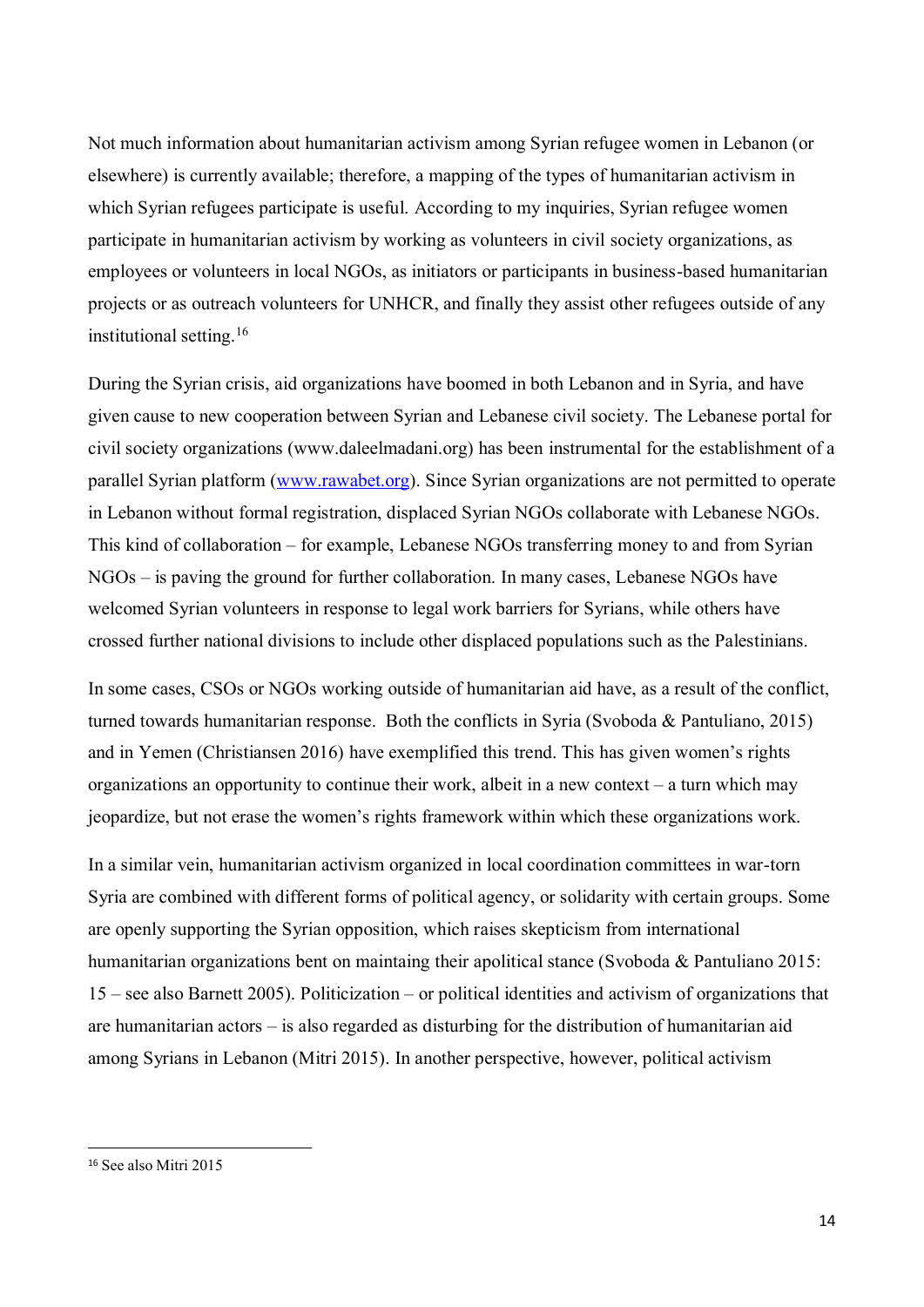Not much information about humanitarian activism among Syrian refugee women in Lebanon (or elsewhere) is currently available; therefore, a mapping of the types of humanitarian activism in which Syrian refugees participate is useful. According to my inquiries, Syrian refugee women participate in humanitarian activism by working as volunteers in civil society organizations, as employees or volunteers in local NGOs, as initiators or participants in business-based humanitarian projects or as outreach volunteers for UNHCR, and finally they assist other refugees outside of any institutional setting.[16]

During the Syrian crisis, aid organizations have boomed in both Lebanon and in Syria, and have given cause to new cooperation between Syrian and Lebanese civil society. The Lebanese portal for civil society organizations (www.daleelmadani.org) has been instrumental for the establishment of a parallel Syrian platform (www.rawabet.org). Since Syrian organizations are not permitted to operate in Lebanon without formal registration, displaced Syrian NGOs collaborate with Lebanese NGOs. This kind of collaboration – for example, Lebanese NGOs transferring money to and from Syrian NGOs – is paving the ground for further collaboration. In many cases, Lebanese NGOs have welcomed Syrian volunteers in response to legal work barriers for Syrians, while others have crossed further national divisions to include other displaced populations such as the Palestinians.

In some cases, CSOs or NGOs working outside of humanitarian aid have, as a result of the conflict, turned towards humanitarian response. Both the conflicts in Syria (Svoboda & Pantuliano, 2015) and in Yemen (Christiansen 2016) have exemplified this trend. This has given women's rights organizations an opportunity to continue their work, albeit in a new context – a turn which may jeopardize, but not erase the women's rights framework within which these organizations work.

In a similar vein, humanitarian activism organized in local coordination committees in war-torn Syria are combined with different forms of political agency, or solidarity with certain groups. Some are openly supporting the Syrian opposition, which raises skepticism from international humanitarian organizations bent on maintaing their apolitical stance (Svoboda & Pantuliano 2015: 15 – see also Barnett 2005). Politicization – or political identities and activism of organizations that are humanitarian actors – is also regarded as disturbing for the distribution of humanitarian aid among Syrians in Lebanon (Mitri 2015). In another perspective, however, political activism

---

[16] See also Mitri 2015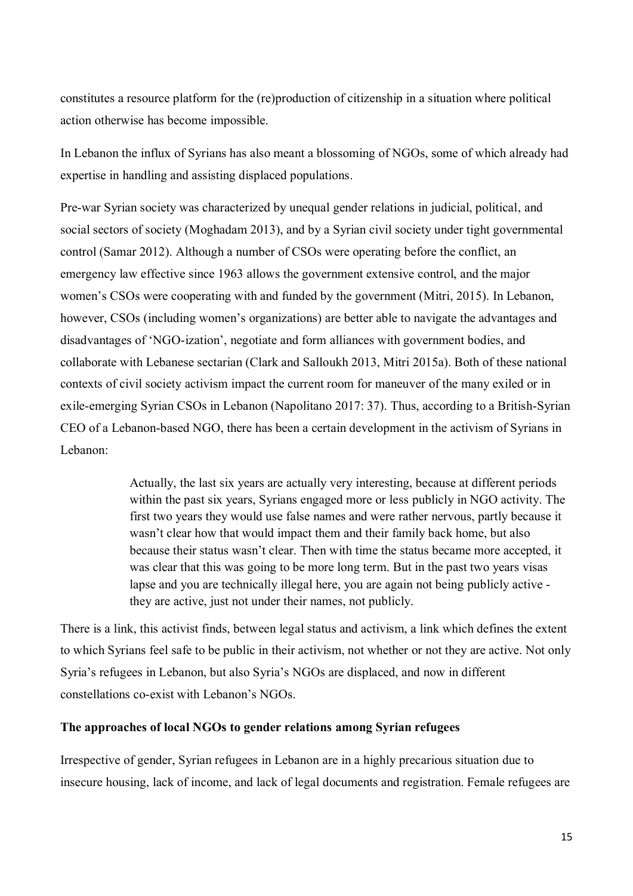constitutes a resource platform for the (re)production of citizenship in a situation where political action otherwise has become impossible.

In Lebanon the influx of Syrians has also meant a blossoming of NGOs, some of which already had expertise in handling and assisting displaced populations.

Pre-war Syrian society was characterized by unequal gender relations in judicial, political, and social sectors of society (Moghadam 2013), and by a Syrian civil society under tight governmental control (Samar 2012). Although a number of CSOs were operating before the conflict, an emergency law effective since 1963 allows the government extensive control, and the major women's CSOs were cooperating with and funded by the government (Mitri, 2015). In Lebanon, however, CSOs (including women's organizations) are better able to navigate the advantages and disadvantages of 'NGO-ization', negotiate and form alliances with government bodies, and collaborate with Lebanese sectarian (Clark and Salloukh 2013, Mitri 2015a). Both of these national contexts of civil society activism impact the current room for maneuver of the many exiled or in exile-emerging Syrian CSOs in Lebanon (Napolitano 2017: 37). Thus, according to a British-Syrian CEO of a Lebanon-based NGO, there has been a certain development in the activism of Syrians in Lebanon:

> Actually, the last six years are actually very interesting, because at different periods within the past six years, Syrians engaged more or less publicly in NGO activity. The first two years they would use false names and were rather nervous, partly because it wasn't clear how that would impact them and their family back home, but also because their status wasn't clear. Then with time the status became more accepted, it was clear that this was going to be more long term. But in the past two years visas lapse and you are technically illegal here, you are again not being publicly active - they are active, just not under their names, not publicly.

There is a link, this activist finds, between legal status and activism, a link which defines the extent to which Syrians feel safe to be public in their activism, not whether or not they are active. Not only Syria's refugees in Lebanon, but also Syria's NGOs are displaced, and now in different constellations co-exist with Lebanon's NGOs.

**The approaches of local NGOs to gender relations among Syrian refugees**

Irrespective of gender, Syrian refugees in Lebanon are in a highly precarious situation due to insecure housing, lack of income, and lack of legal documents and registration. Female refugees are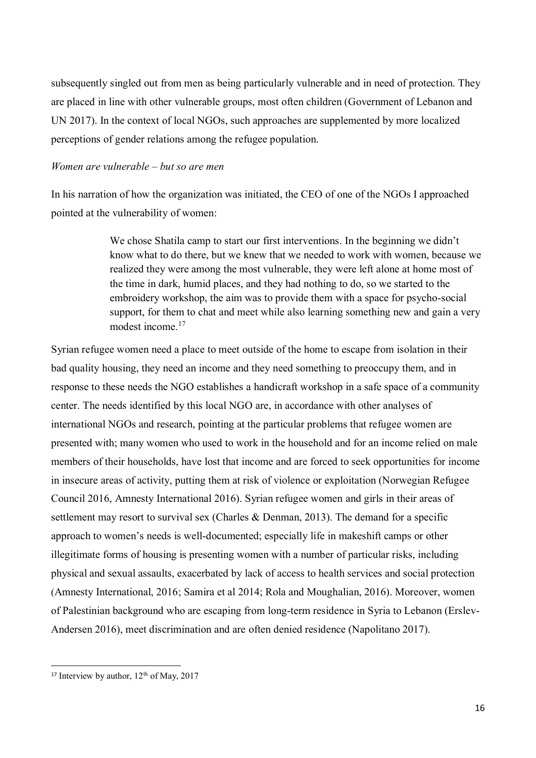subsequently singled out from men as being particularly vulnerable and in need of protection. They are placed in line with other vulnerable groups, most often children (Government of Lebanon and UN 2017). In the context of local NGOs, such approaches are supplemented by more localized perceptions of gender relations among the refugee population.

*Women are vulnerable – but so are men*

In his narration of how the organization was initiated, the CEO of one of the NGOs I approached pointed at the vulnerability of women:

> We chose Shatila camp to start our first interventions. In the beginning we didn't know what to do there, but we knew that we needed to work with women, because we realized they were among the most vulnerable, they were left alone at home most of the time in dark, humid places, and they had nothing to do, so we started to the embroidery workshop, the aim was to provide them with a space for psycho-social support, for them to chat and meet while also learning something new and gain a very modest income.[17]

Syrian refugee women need a place to meet outside of the home to escape from isolation in their bad quality housing, they need an income and they need something to preoccupy them, and in response to these needs the NGO establishes a handicraft workshop in a safe space of a community center. The needs identified by this local NGO are, in accordance with other analyses of international NGOs and research, pointing at the particular problems that refugee women are presented with; many women who used to work in the household and for an income relied on male members of their households, have lost that income and are forced to seek opportunities for income in insecure areas of activity, putting them at risk of violence or exploitation (Norwegian Refugee Council 2016, Amnesty International 2016). Syrian refugee women and girls in their areas of settlement may resort to survival sex (Charles & Denman, 2013). The demand for a specific approach to women's needs is well-documented; especially life in makeshift camps or other illegitimate forms of housing is presenting women with a number of particular risks, including physical and sexual assaults, exacerbated by lack of access to health services and social protection (Amnesty International, 2016; Samira et al 2014; Rola and Moughalian, 2016). Moreover, women of Palestinian background who are escaping from long-term residence in Syria to Lebanon (Erslev-Andersen 2016), meet discrimination and are often denied residence (Napolitano 2017).

[17] Interview by author, 12th of May, 2017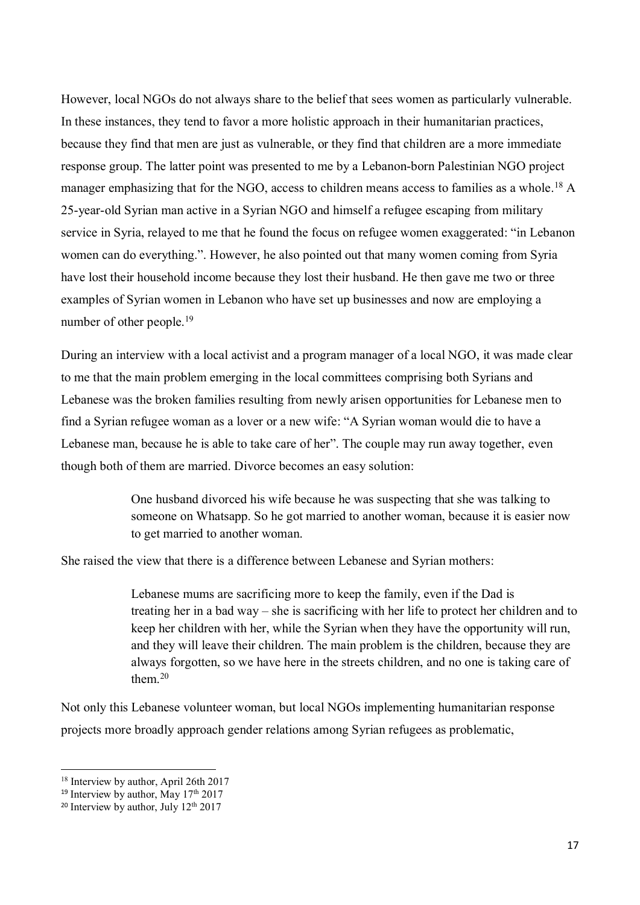However, local NGOs do not always share to the belief that sees women as particularly vulnerable. In these instances, they tend to favor a more holistic approach in their humanitarian practices, because they find that men are just as vulnerable, or they find that children are a more immediate response group. The latter point was presented to me by a Lebanon-born Palestinian NGO project manager emphasizing that for the NGO, access to children means access to families as a whole.[18] A 25-year-old Syrian man active in a Syrian NGO and himself a refugee escaping from military service in Syria, relayed to me that he found the focus on refugee women exaggerated: "in Lebanon women can do everything.". However, he also pointed out that many women coming from Syria have lost their household income because they lost their husband. He then gave me two or three examples of Syrian women in Lebanon who have set up businesses and now are employing a number of other people.[19]

During an interview with a local activist and a program manager of a local NGO, it was made clear to me that the main problem emerging in the local committees comprising both Syrians and Lebanese was the broken families resulting from newly arisen opportunities for Lebanese men to find a Syrian refugee woman as a lover or a new wife: "A Syrian woman would die to have a Lebanese man, because he is able to take care of her". The couple may run away together, even though both of them are married. Divorce becomes an easy solution:

> One husband divorced his wife because he was suspecting that she was talking to someone on Whatsapp. So he got married to another woman, because it is easier now to get married to another woman.

She raised the view that there is a difference between Lebanese and Syrian mothers:

> Lebanese mums are sacrificing more to keep the family, even if the Dad is treating her in a bad way – she is sacrificing with her life to protect her children and to keep her children with her, while the Syrian when they have the opportunity will run, and they will leave their children. The main problem is the children, because they are always forgotten, so we have here in the streets children, and no one is taking care of them.[20]

Not only this Lebanese volunteer woman, but local NGOs implementing humanitarian response projects more broadly approach gender relations among Syrian refugees as problematic,

---

[18] Interview by author, April 26th 2017

[19] Interview by author, May 17th 2017

[20] Interview by author, July 12th 2017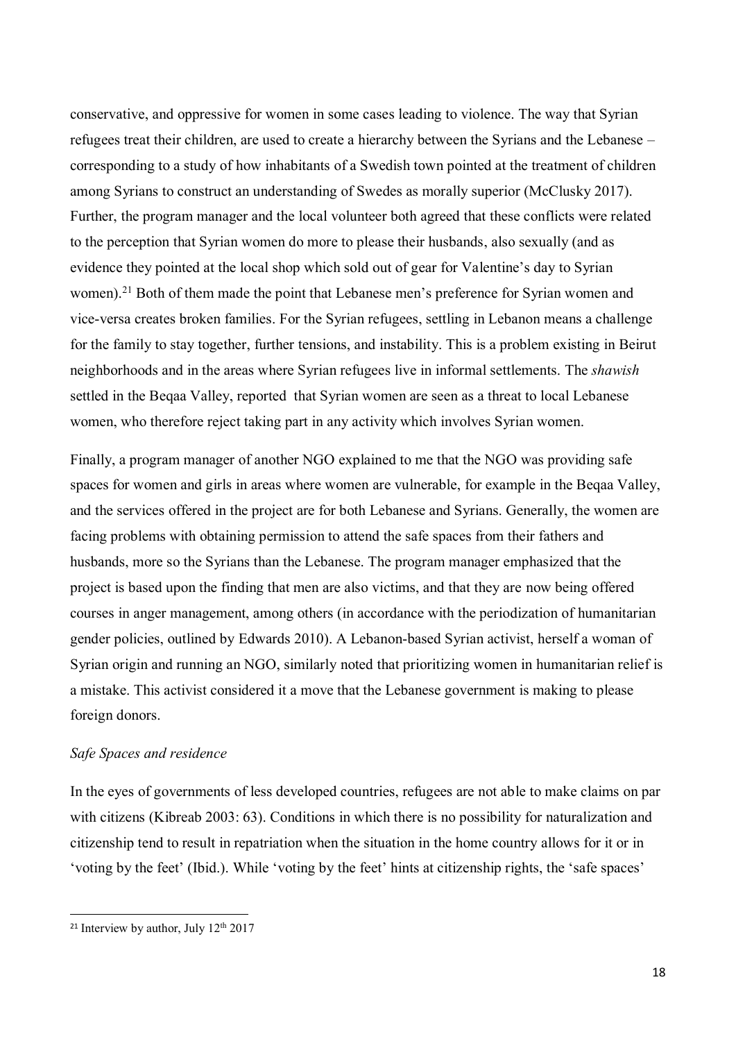conservative, and oppressive for women in some cases leading to violence. The way that Syrian refugees treat their children, are used to create a hierarchy between the Syrians and the Lebanese – corresponding to a study of how inhabitants of a Swedish town pointed at the treatment of children among Syrians to construct an understanding of Swedes as morally superior (McClusky 2017). Further, the program manager and the local volunteer both agreed that these conflicts were related to the perception that Syrian women do more to please their husbands, also sexually (and as evidence they pointed at the local shop which sold out of gear for Valentine's day to Syrian women).[21] Both of them made the point that Lebanese men's preference for Syrian women and vice-versa creates broken families. For the Syrian refugees, settling in Lebanon means a challenge for the family to stay together, further tensions, and instability. This is a problem existing in Beirut neighborhoods and in the areas where Syrian refugees live in informal settlements. The *shawish* settled in the Beqaa Valley, reported that Syrian women are seen as a threat to local Lebanese women, who therefore reject taking part in any activity which involves Syrian women.

Finally, a program manager of another NGO explained to me that the NGO was providing safe spaces for women and girls in areas where women are vulnerable, for example in the Beqaa Valley, and the services offered in the project are for both Lebanese and Syrians. Generally, the women are facing problems with obtaining permission to attend the safe spaces from their fathers and husbands, more so the Syrians than the Lebanese. The program manager emphasized that the project is based upon the finding that men are also victims, and that they are now being offered courses in anger management, among others (in accordance with the periodization of humanitarian gender policies, outlined by Edwards 2010). A Lebanon-based Syrian activist, herself a woman of Syrian origin and running an NGO, similarly noted that prioritizing women in humanitarian relief is a mistake. This activist considered it a move that the Lebanese government is making to please foreign donors.

*Safe Spaces and residence*

In the eyes of governments of less developed countries, refugees are not able to make claims on par with citizens (Kibreab 2003: 63). Conditions in which there is no possibility for naturalization and citizenship tend to result in repatriation when the situation in the home country allows for it or in 'voting by the feet' (Ibid.). While 'voting by the feet' hints at citizenship rights, the 'safe spaces'

[21] Interview by author, July 12th 2017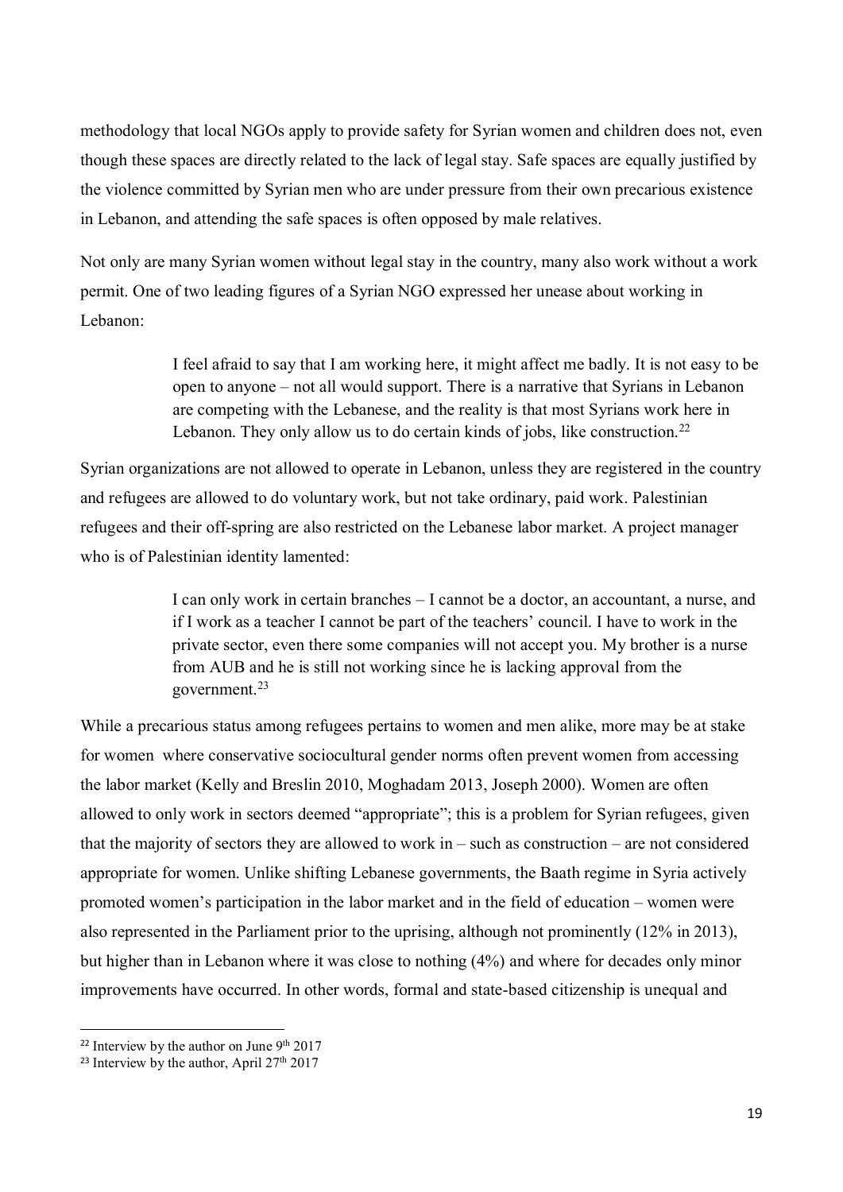methodology that local NGOs apply to provide safety for Syrian women and children does not, even though these spaces are directly related to the lack of legal stay. Safe spaces are equally justified by the violence committed by Syrian men who are under pressure from their own precarious existence in Lebanon, and attending the safe spaces is often opposed by male relatives.

Not only are many Syrian women without legal stay in the country, many also work without a work permit. One of two leading figures of a Syrian NGO expressed her unease about working in Lebanon:

> I feel afraid to say that I am working here, it might affect me badly. It is not easy to be open to anyone – not all would support. There is a narrative that Syrians in Lebanon are competing with the Lebanese, and the reality is that most Syrians work here in Lebanon. They only allow us to do certain kinds of jobs, like construction.[22]

Syrian organizations are not allowed to operate in Lebanon, unless they are registered in the country and refugees are allowed to do voluntary work, but not take ordinary, paid work. Palestinian refugees and their off-spring are also restricted on the Lebanese labor market. A project manager who is of Palestinian identity lamented:

> I can only work in certain branches – I cannot be a doctor, an accountant, a nurse, and if I work as a teacher I cannot be part of the teachers' council. I have to work in the private sector, even there some companies will not accept you. My brother is a nurse from AUB and he is still not working since he is lacking approval from the government.[23]

While a precarious status among refugees pertains to women and men alike, more may be at stake for women where conservative sociocultural gender norms often prevent women from accessing the labor market (Kelly and Breslin 2010, Moghadam 2013, Joseph 2000). Women are often allowed to only work in sectors deemed "appropriate"; this is a problem for Syrian refugees, given that the majority of sectors they are allowed to work in – such as construction – are not considered appropriate for women. Unlike shifting Lebanese governments, the Baath regime in Syria actively promoted women's participation in the labor market and in the field of education – women were also represented in the Parliament prior to the uprising, although not prominently (12% in 2013), but higher than in Lebanon where it was close to nothing (4%) and where for decades only minor improvements have occurred. In other words, formal and state-based citizenship is unequal and

---

[22] Interview by the author on June 9th 2017

[23] Interview by the author, April 27th 2017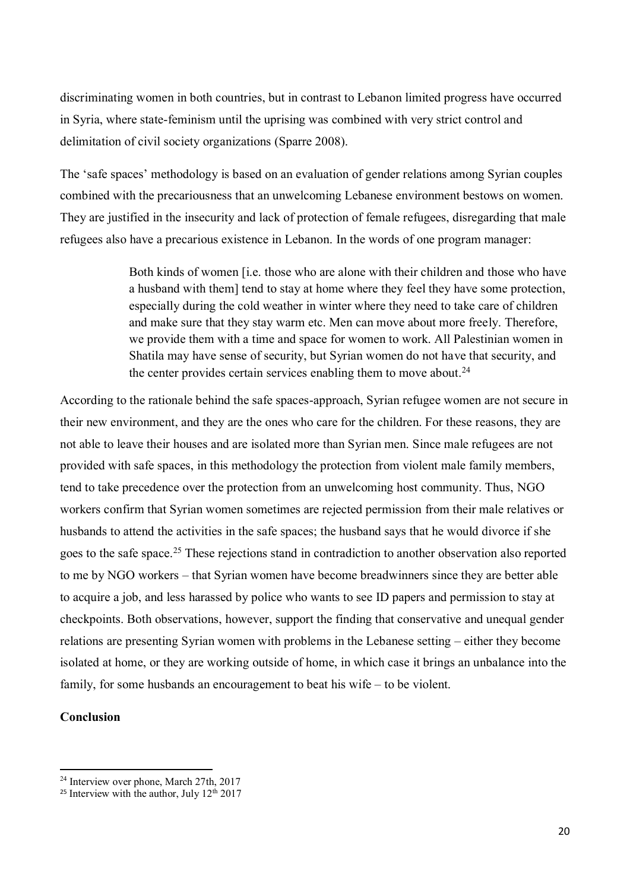discriminating women in both countries, but in contrast to Lebanon limited progress have occurred in Syria, where state-feminism until the uprising was combined with very strict control and delimitation of civil society organizations (Sparre 2008).

The 'safe spaces' methodology is based on an evaluation of gender relations among Syrian couples combined with the precariousness that an unwelcoming Lebanese environment bestows on women. They are justified in the insecurity and lack of protection of female refugees, disregarding that male refugees also have a precarious existence in Lebanon. In the words of one program manager:

> Both kinds of women [i.e. those who are alone with their children and those who have a husband with them] tend to stay at home where they feel they have some protection, especially during the cold weather in winter where they need to take care of children and make sure that they stay warm etc. Men can move about more freely. Therefore, we provide them with a time and space for women to work. All Palestinian women in Shatila may have sense of security, but Syrian women do not have that security, and the center provides certain services enabling them to move about.[24]

According to the rationale behind the safe spaces-approach, Syrian refugee women are not secure in their new environment, and they are the ones who care for the children. For these reasons, they are not able to leave their houses and are isolated more than Syrian men. Since male refugees are not provided with safe spaces, in this methodology the protection from violent male family members, tend to take precedence over the protection from an unwelcoming host community. Thus, NGO workers confirm that Syrian women sometimes are rejected permission from their male relatives or husbands to attend the activities in the safe spaces; the husband says that he would divorce if she goes to the safe space.[25] These rejections stand in contradiction to another observation also reported to me by NGO workers – that Syrian women have become breadwinners since they are better able to acquire a job, and less harassed by police who wants to see ID papers and permission to stay at checkpoints. Both observations, however, support the finding that conservative and unequal gender relations are presenting Syrian women with problems in the Lebanese setting – either they become isolated at home, or they are working outside of home, in which case it brings an unbalance into the family, for some husbands an encouragement to beat his wife – to be violent.

**Conclusion**

[24] Interview over phone, March 27th, 2017

[25] Interview with the author, July 12th 2017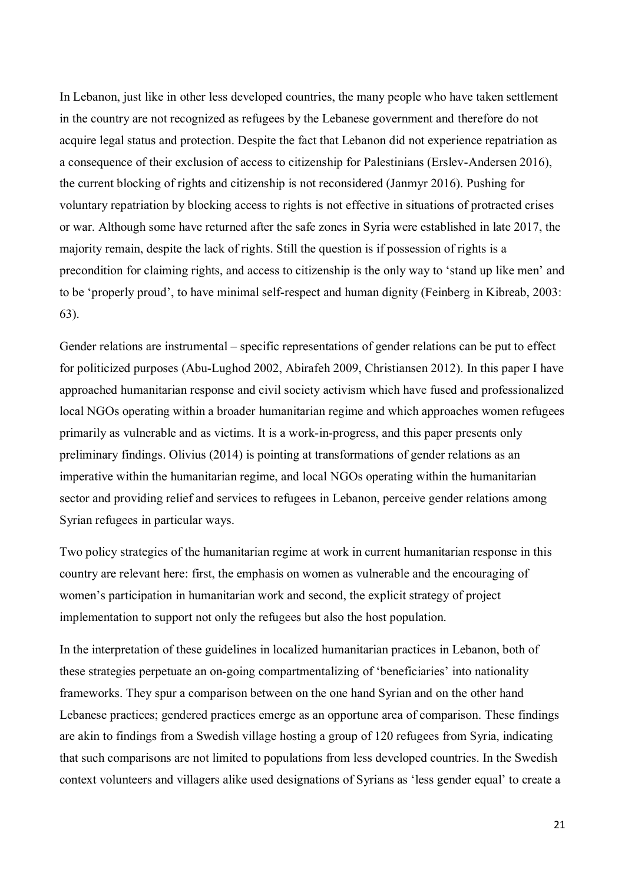In Lebanon, just like in other less developed countries, the many people who have taken settlement in the country are not recognized as refugees by the Lebanese government and therefore do not acquire legal status and protection. Despite the fact that Lebanon did not experience repatriation as a consequence of their exclusion of access to citizenship for Palestinians (Erslev-Andersen 2016), the current blocking of rights and citizenship is not reconsidered (Janmyr 2016). Pushing for voluntary repatriation by blocking access to rights is not effective in situations of protracted crises or war. Although some have returned after the safe zones in Syria were established in late 2017, the majority remain, despite the lack of rights. Still the question is if possession of rights is a precondition for claiming rights, and access to citizenship is the only way to 'stand up like men' and to be 'properly proud', to have minimal self-respect and human dignity (Feinberg in Kibreab, 2003: 63).

Gender relations are instrumental – specific representations of gender relations can be put to effect for politicized purposes (Abu-Lughod 2002, Abirafeh 2009, Christiansen 2012). In this paper I have approached humanitarian response and civil society activism which have fused and professionalized local NGOs operating within a broader humanitarian regime and which approaches women refugees primarily as vulnerable and as victims. It is a work-in-progress, and this paper presents only preliminary findings. Olivius (2014) is pointing at transformations of gender relations as an imperative within the humanitarian regime, and local NGOs operating within the humanitarian sector and providing relief and services to refugees in Lebanon, perceive gender relations among Syrian refugees in particular ways.

Two policy strategies of the humanitarian regime at work in current humanitarian response in this country are relevant here: first, the emphasis on women as vulnerable and the encouraging of women's participation in humanitarian work and second, the explicit strategy of project implementation to support not only the refugees but also the host population.

In the interpretation of these guidelines in localized humanitarian practices in Lebanon, both of these strategies perpetuate an on-going compartmentalizing of 'beneficiaries' into nationality frameworks. They spur a comparison between on the one hand Syrian and on the other hand Lebanese practices; gendered practices emerge as an opportune area of comparison. These findings are akin to findings from a Swedish village hosting a group of 120 refugees from Syria, indicating that such comparisons are not limited to populations from less developed countries. In the Swedish context volunteers and villagers alike used designations of Syrians as 'less gender equal' to create a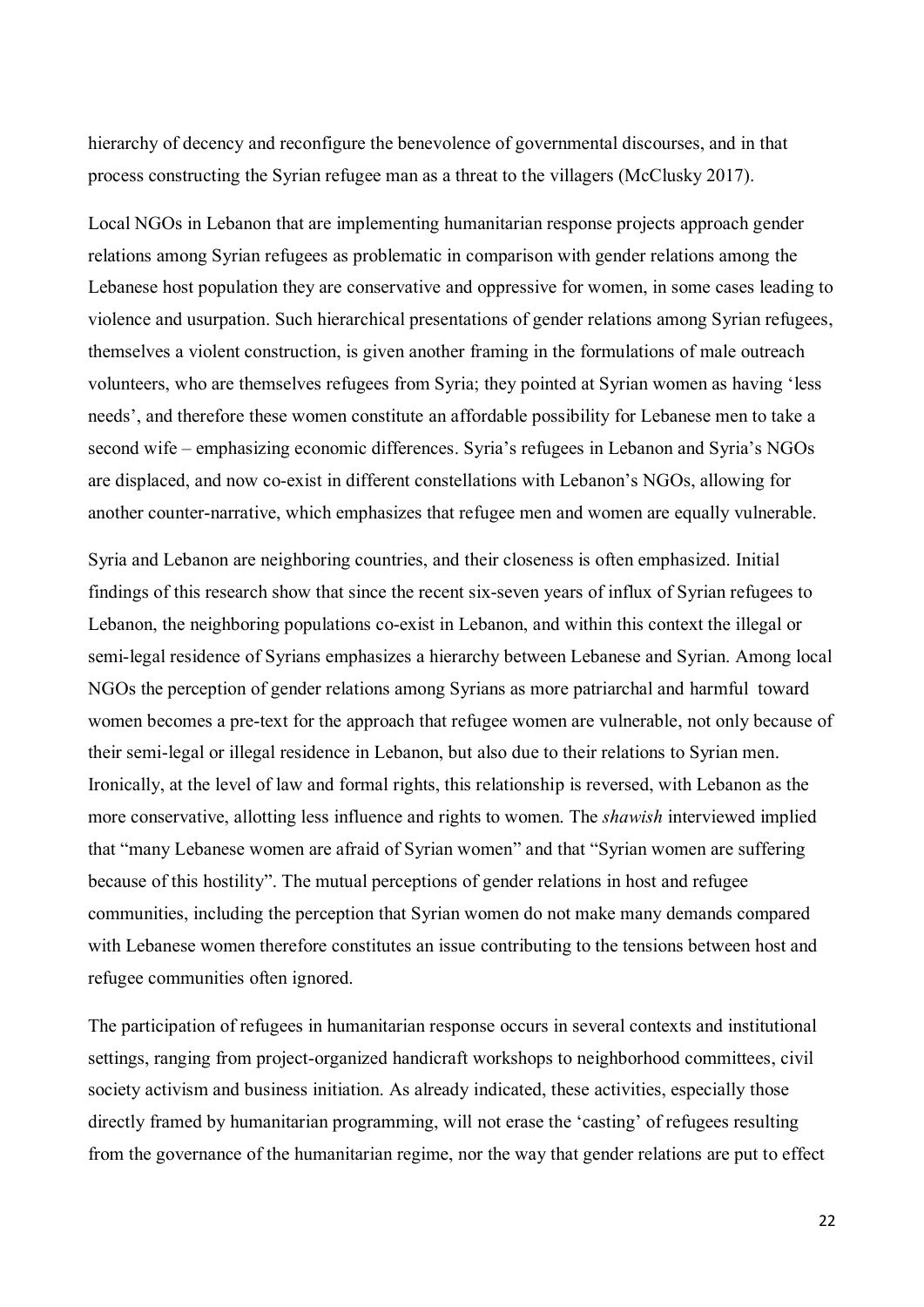hierarchy of decency and reconfigure the benevolence of governmental discourses, and in that process constructing the Syrian refugee man as a threat to the villagers (McClusky 2017).

Local NGOs in Lebanon that are implementing humanitarian response projects approach gender relations among Syrian refugees as problematic in comparison with gender relations among the Lebanese host population they are conservative and oppressive for women, in some cases leading to violence and usurpation. Such hierarchical presentations of gender relations among Syrian refugees, themselves a violent construction, is given another framing in the formulations of male outreach volunteers, who are themselves refugees from Syria; they pointed at Syrian women as having 'less needs', and therefore these women constitute an affordable possibility for Lebanese men to take a second wife – emphasizing economic differences. Syria's refugees in Lebanon and Syria's NGOs are displaced, and now co-exist in different constellations with Lebanon's NGOs, allowing for another counter-narrative, which emphasizes that refugee men and women are equally vulnerable.

Syria and Lebanon are neighboring countries, and their closeness is often emphasized. Initial findings of this research show that since the recent six-seven years of influx of Syrian refugees to Lebanon, the neighboring populations co-exist in Lebanon, and within this context the illegal or semi-legal residence of Syrians emphasizes a hierarchy between Lebanese and Syrian. Among local NGOs the perception of gender relations among Syrians as more patriarchal and harmful toward women becomes a pre-text for the approach that refugee women are vulnerable, not only because of their semi-legal or illegal residence in Lebanon, but also due to their relations to Syrian men. Ironically, at the level of law and formal rights, this relationship is reversed, with Lebanon as the more conservative, allotting less influence and rights to women. The *shawish* interviewed implied that "many Lebanese women are afraid of Syrian women" and that "Syrian women are suffering because of this hostility". The mutual perceptions of gender relations in host and refugee communities, including the perception that Syrian women do not make many demands compared with Lebanese women therefore constitutes an issue contributing to the tensions between host and refugee communities often ignored.

The participation of refugees in humanitarian response occurs in several contexts and institutional settings, ranging from project-organized handicraft workshops to neighborhood committees, civil society activism and business initiation. As already indicated, these activities, especially those directly framed by humanitarian programming, will not erase the 'casting' of refugees resulting from the governance of the humanitarian regime, nor the way that gender relations are put to effect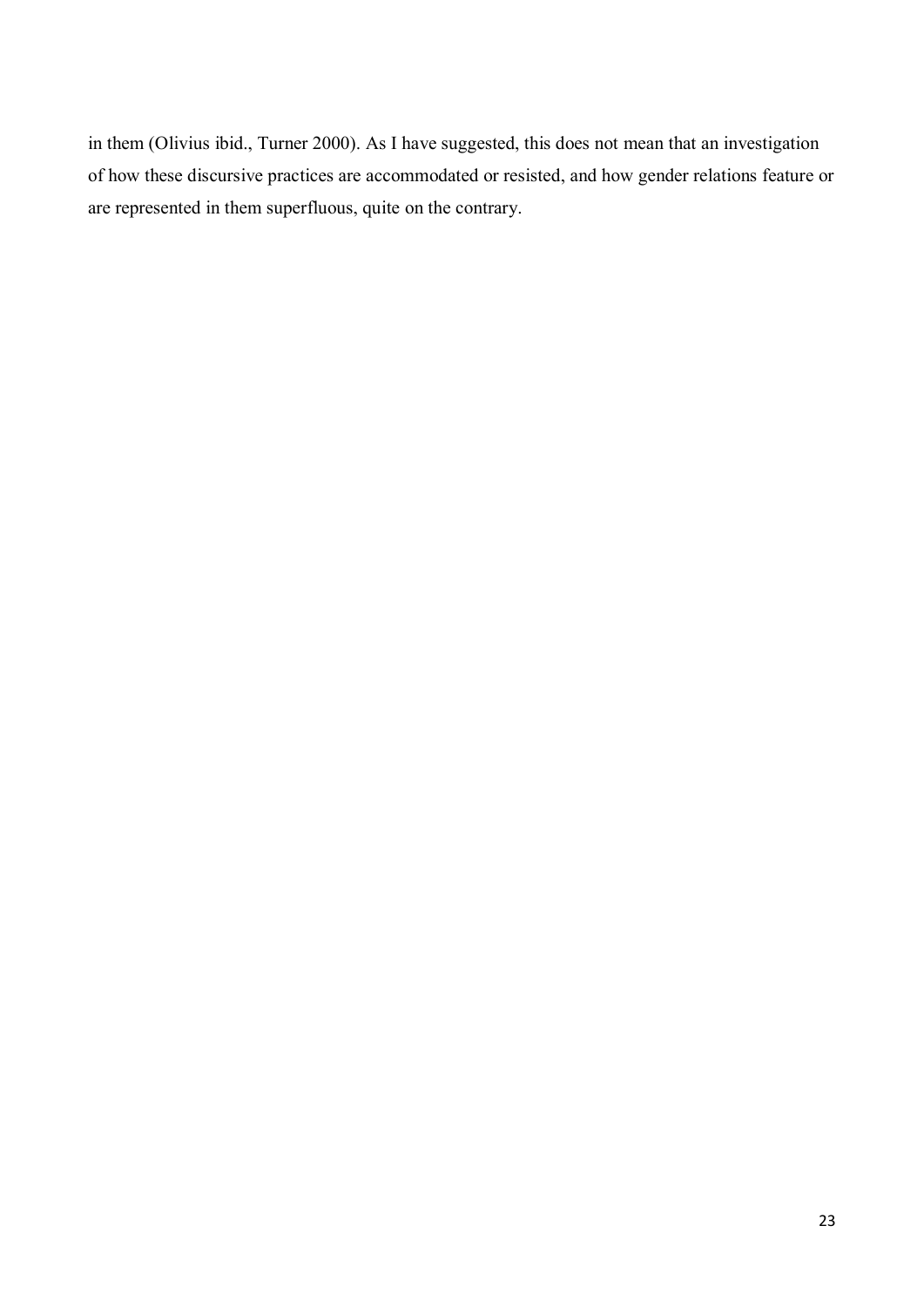in them (Olivius ibid., Turner 2000). As I have suggested, this does not mean that an investigation of how these discursive practices are accommodated or resisted, and how gender relations feature or are represented in them superfluous, quite on the contrary.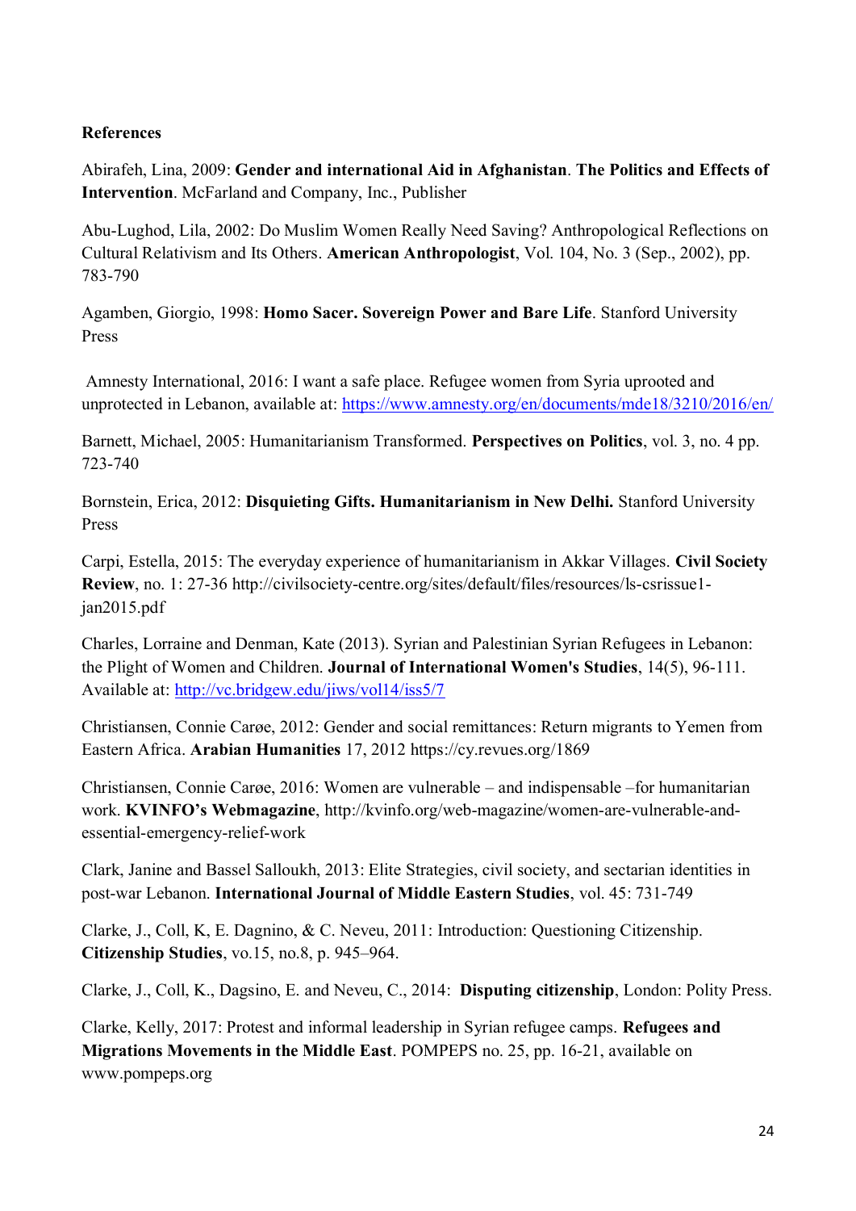**References**

Abirafeh, Lina, 2009: **Gender and international Aid in Afghanistan**. **The Politics and Effects of Intervention**. McFarland and Company, Inc., Publisher

Abu-Lughod, Lila, 2002: Do Muslim Women Really Need Saving? Anthropological Reflections on Cultural Relativism and Its Others. **American Anthropologist**, Vol. 104, No. 3 (Sep., 2002), pp. 783-790

Agamben, Giorgio, 1998: **Homo Sacer. Sovereign Power and Bare Life**. Stanford University Press

Amnesty International, 2016: I want a safe place. Refugee women from Syria uprooted and unprotected in Lebanon, available at: https://www.amnesty.org/en/documents/mde18/3210/2016/en/

Barnett, Michael, 2005: Humanitarianism Transformed. **Perspectives on Politics**, vol. 3, no. 4 pp. 723-740

Bornstein, Erica, 2012: **Disquieting Gifts. Humanitarianism in New Delhi.** Stanford University Press

Carpi, Estella, 2015: The everyday experience of humanitarianism in Akkar Villages. **Civil Society Review**, no. 1: 27-36 http://civilsociety-centre.org/sites/default/files/resources/ls-csrissue1-jan2015.pdf

Charles, Lorraine and Denman, Kate (2013). Syrian and Palestinian Syrian Refugees in Lebanon: the Plight of Women and Children. **Journal of International Women's Studies**, 14(5), 96-111. Available at: http://vc.bridgew.edu/jiws/vol14/iss5/7

Christiansen, Connie Carøe, 2012: Gender and social remittances: Return migrants to Yemen from Eastern Africa. **Arabian Humanities** 17, 2012 https://cy.revues.org/1869

Christiansen, Connie Carøe, 2016: Women are vulnerable – and indispensable –for humanitarian work. **KVINFO's Webmagazine**, http://kvinfo.org/web-magazine/women-are-vulnerable-and-essential-emergency-relief-work

Clark, Janine and Bassel Salloukh, 2013: Elite Strategies, civil society, and sectarian identities in post-war Lebanon. **International Journal of Middle Eastern Studies**, vol. 45: 731-749

Clarke, J., Coll, K, E. Dagnino, & C. Neveu, 2011: Introduction: Questioning Citizenship. **Citizenship Studies**, vo.15, no.8, p. 945–964.

Clarke, J., Coll, K., Dagsino, E. and Neveu, C., 2014: **Disputing citizenship**, London: Polity Press.

Clarke, Kelly, 2017: Protest and informal leadership in Syrian refugee camps. **Refugees and Migrations Movements in the Middle East**. POMPEPS no. 25, pp. 16-21, available on www.pompeps.org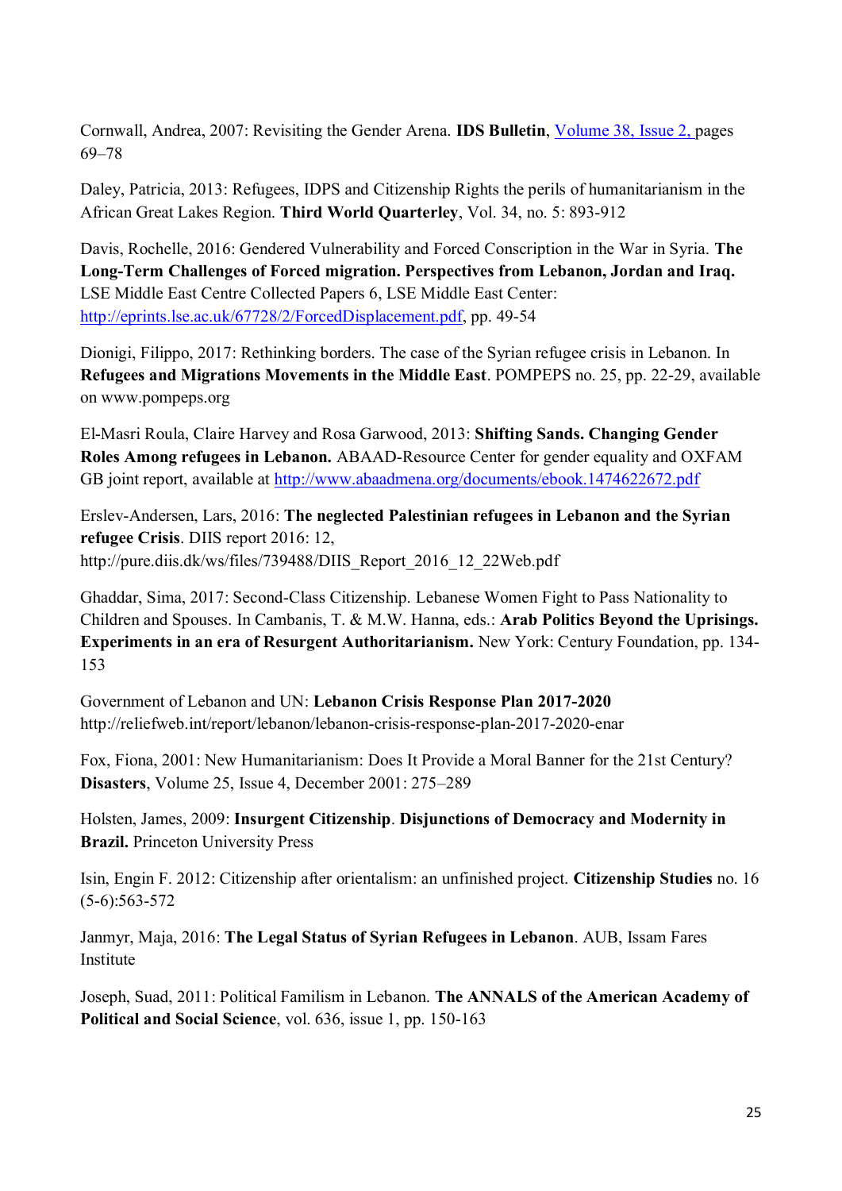Cornwall, Andrea, 2007: Revisiting the Gender Arena. **IDS Bulletin**, [Volume 38, Issue 2,](#) pages 69–78

Daley, Patricia, 2013: Refugees, IDPS and Citizenship Rights the perils of humanitarianism in the African Great Lakes Region. **Third World Quarterley**, Vol. 34, no. 5: 893-912

Davis, Rochelle, 2016: Gendered Vulnerability and Forced Conscription in the War in Syria. **The Long-Term Challenges of Forced migration. Perspectives from Lebanon, Jordan and Iraq.** LSE Middle East Centre Collected Papers 6, LSE Middle East Center: http://eprints.lse.ac.uk/67728/2/ForcedDisplacement.pdf, pp. 49-54

Dionigi, Filippo, 2017: Rethinking borders. The case of the Syrian refugee crisis in Lebanon. In **Refugees and Migrations Movements in the Middle East**. POMPEPS no. 25, pp. 22-29, available on www.pompeps.org

El-Masri Roula, Claire Harvey and Rosa Garwood, 2013: **Shifting Sands. Changing Gender Roles Among refugees in Lebanon.** ABAAD-Resource Center for gender equality and OXFAM GB joint report, available at http://www.abaadmena.org/documents/ebook.1474622672.pdf

Erslev-Andersen, Lars, 2016: **The neglected Palestinian refugees in Lebanon and the Syrian refugee Crisis**. DIIS report 2016: 12, http://pure.diis.dk/ws/files/739488/DIIS_Report_2016_12_22Web.pdf

Ghaddar, Sima, 2017: Second-Class Citizenship. Lebanese Women Fight to Pass Nationality to Children and Spouses. In Cambanis, T. & M.W. Hanna, eds.: **Arab Politics Beyond the Uprisings. Experiments in an era of Resurgent Authoritarianism.** New York: Century Foundation, pp. 134-153

Government of Lebanon and UN: **Lebanon Crisis Response Plan 2017-2020** http://reliefweb.int/report/lebanon/lebanon-crisis-response-plan-2017-2020-enar

Fox, Fiona, 2001: New Humanitarianism: Does It Provide a Moral Banner for the 21st Century? **Disasters**, Volume 25, Issue 4, December 2001: 275–289

Holsten, James, 2009: **Insurgent Citizenship**. **Disjunctions of Democracy and Modernity in Brazil.** Princeton University Press

Isin, Engin F. 2012: Citizenship after orientalism: an unfinished project. **Citizenship Studies** no. 16 (5-6):563-572

Janmyr, Maja, 2016: **The Legal Status of Syrian Refugees in Lebanon**. AUB, Issam Fares Institute

Joseph, Suad, 2011: Political Familism in Lebanon. **The ANNALS of the American Academy of Political and Social Science**, vol. 636, issue 1, pp. 150-163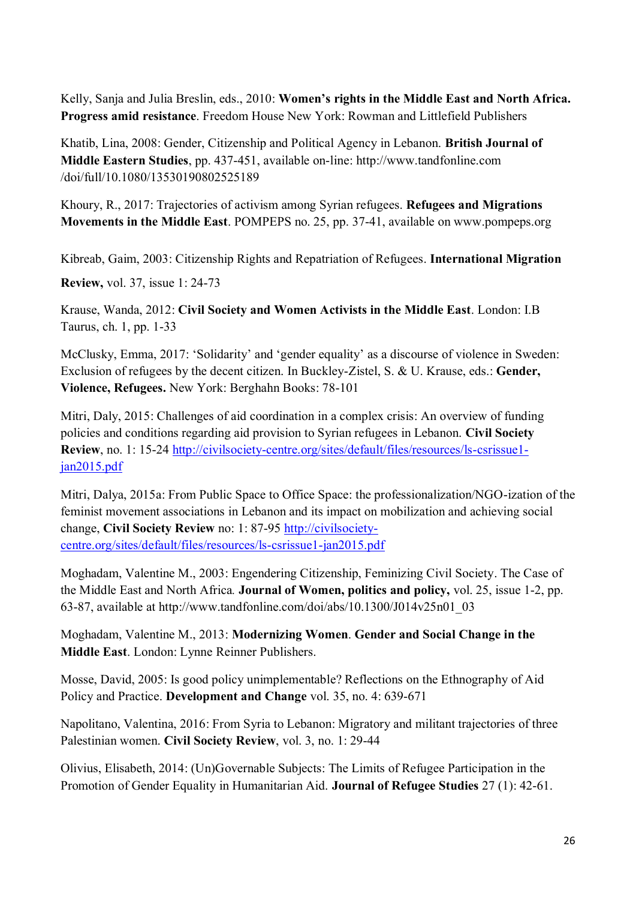Kelly, Sanja and Julia Breslin, eds., 2010: **Women's rights in the Middle East and North Africa. Progress amid resistance**. Freedom House New York: Rowman and Littlefield Publishers

Khatib, Lina, 2008: Gender, Citizenship and Political Agency in Lebanon. **British Journal of Middle Eastern Studies**, pp. 437-451, available on-line: http://www.tandfonline.com /doi/full/10.1080/13530190802525189

Khoury, R., 2017: Trajectories of activism among Syrian refugees. **Refugees and Migrations Movements in the Middle East**. POMPEPS no. 25, pp. 37-41, available on www.pompeps.org

Kibreab, Gaim, 2003: Citizenship Rights and Repatriation of Refugees. **International Migration Review,** vol. 37, issue 1: 24-73

Krause, Wanda, 2012: **Civil Society and Women Activists in the Middle East**. London: I.B Taurus, ch. 1, pp. 1-33

McClusky, Emma, 2017: 'Solidarity' and 'gender equality' as a discourse of violence in Sweden: Exclusion of refugees by the decent citizen. In Buckley-Zistel, S. & U. Krause, eds.: **Gender, Violence, Refugees.** New York: Berghahn Books: 78-101

Mitri, Daly, 2015: Challenges of aid coordination in a complex crisis: An overview of funding policies and conditions regarding aid provision to Syrian refugees in Lebanon. **Civil Society Review**, no. 1: 15-24 http://civilsociety-centre.org/sites/default/files/resources/ls-csrissue1-jan2015.pdf

Mitri, Dalya, 2015a: From Public Space to Office Space: the professionalization/NGO-ization of the feminist movement associations in Lebanon and its impact on mobilization and achieving social change, **Civil Society Review** no: 1: 87-95 http://civilsociety-centre.org/sites/default/files/resources/ls-csrissue1-jan2015.pdf

Moghadam, Valentine M., 2003: Engendering Citizenship, Feminizing Civil Society. The Case of the Middle East and North Africa. **Journal of Women, politics and policy,** vol. 25, issue 1-2, pp. 63-87, available at http://www.tandfonline.com/doi/abs/10.1300/J014v25n01_03

Moghadam, Valentine M., 2013: **Modernizing Women**. **Gender and Social Change in the Middle East**. London: Lynne Reinner Publishers.

Mosse, David, 2005: Is good policy unimplementable? Reflections on the Ethnography of Aid Policy and Practice. **Development and Change** vol. 35, no. 4: 639-671

Napolitano, Valentina, 2016: From Syria to Lebanon: Migratory and militant trajectories of three Palestinian women. **Civil Society Review**, vol. 3, no. 1: 29-44

Olivius, Elisabeth, 2014: (Un)Governable Subjects: The Limits of Refugee Participation in the Promotion of Gender Equality in Humanitarian Aid. **Journal of Refugee Studies** 27 (1): 42-61.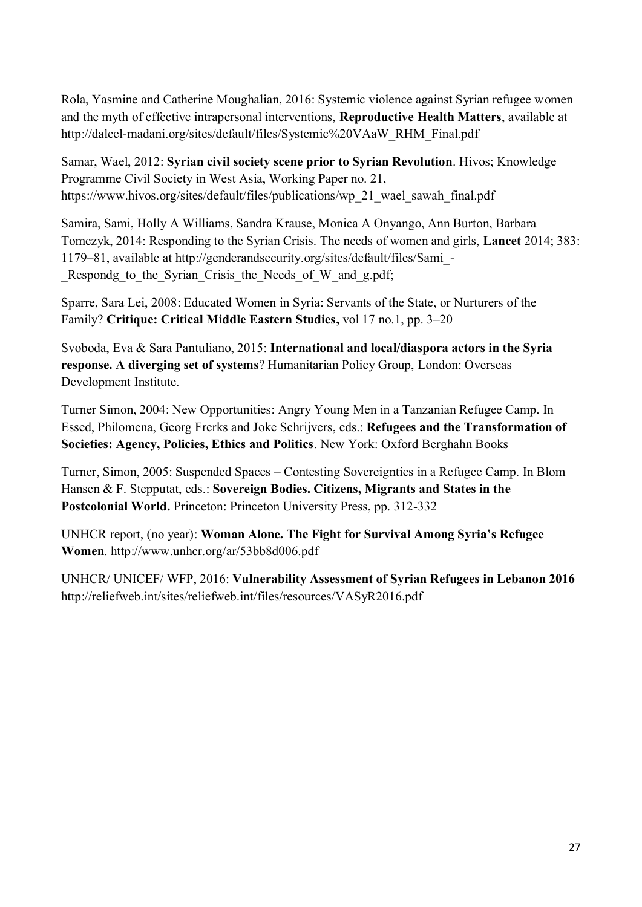Rola, Yasmine and Catherine Moughalian, 2016: Systemic violence against Syrian refugee women and the myth of effective intrapersonal interventions, **Reproductive Health Matters**, available at http://daleel-madani.org/sites/default/files/Systemic%20VAaW_RHM_Final.pdf

Samar, Wael, 2012: **Syrian civil society scene prior to Syrian Revolution**. Hivos; Knowledge Programme Civil Society in West Asia, Working Paper no. 21, https://www.hivos.org/sites/default/files/publications/wp_21_wael_sawah_final.pdf

Samira, Sami, Holly A Williams, Sandra Krause, Monica A Onyango, Ann Burton, Barbara Tomczyk, 2014: Responding to the Syrian Crisis. The needs of women and girls, **Lancet** 2014; 383: 1179–81, available at http://genderandsecurity.org/sites/default/files/Sami_-_Respondg_to_the_Syrian_Crisis_the_Needs_of_W_and_g.pdf;

Sparre, Sara Lei, 2008: Educated Women in Syria: Servants of the State, or Nurturers of the Family? **Critique: Critical Middle Eastern Studies,** vol 17 no.1, pp. 3–20

Svoboda, Eva & Sara Pantuliano, 2015: **International and local/diaspora actors in the Syria response. A diverging set of systems**? Humanitarian Policy Group, London: Overseas Development Institute.

Turner Simon, 2004: New Opportunities: Angry Young Men in a Tanzanian Refugee Camp. In Essed, Philomena, Georg Frerks and Joke Schrijvers, eds.: **Refugees and the Transformation of Societies: Agency, Policies, Ethics and Politics**. New York: Oxford Berghahn Books

Turner, Simon, 2005: Suspended Spaces – Contesting Sovereignties in a Refugee Camp. In Blom Hansen & F. Stepputat, eds.: **Sovereign Bodies. Citizens, Migrants and States in the Postcolonial World.** Princeton: Princeton University Press, pp. 312-332

UNHCR report, (no year): **Woman Alone. The Fight for Survival Among Syria's Refugee Women**. http://www.unhcr.org/ar/53bb8d006.pdf

UNHCR/ UNICEF/ WFP, 2016: **Vulnerability Assessment of Syrian Refugees in Lebanon 2016** http://reliefweb.int/sites/reliefweb.int/files/resources/VASyR2016.pdf